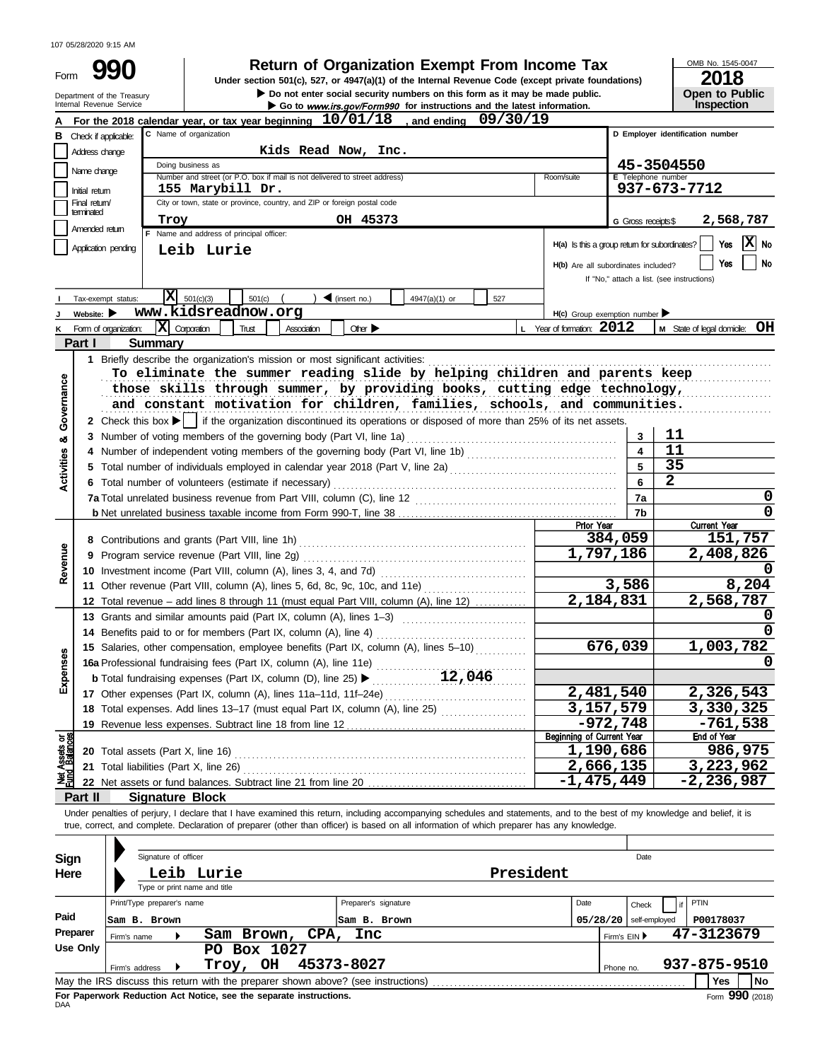107 05/28/2020 9:15 AM

# Form 990 — Return of Organization Exempt From Income Tax

**Under section 501(c), 527, or 4947(a)(1) of the Internal Revenue Code (except private foundations)**

▶ Do not enter social security numbers on this form as it may be made public.
▶ Go to *www.irs.gov/Form990* for instructions and the latest information.

Department of the Treasury
Internal Revenue Service

OMB No. 1545-0047
**2018**
**Open to Public Inspection**

**A** For the 2018 calendar year, or tax year beginning **10/01/18**, and ending **09/30/19**

**B** Check if applicable:
- [ ] Address change
- [ ] Name change
- [ ] Initial return
- [ ] Final return/terminated
- [ ] Amended return
- [ ] Application pending

**C** Name of organization: **Kids Read Now, Inc.**
Doing business as:
Number and street (or P.O. box if mail is not delivered to street address): **155 Marybill Dr.** Room/suite:
City or town, state or province, country, and ZIP or foreign postal code: **Troy OH 45373**

**D** Employer identification number: **45-3504550**
**E** Telephone number: **937-673-7712**
**G** Gross receipts $ **2,568,787**

**F** Name and address of principal officer: **Leib Lurie**

**H(a)** Is this a group return for subordinates? Yes [ ] No [X]
**H(b)** Are all subordinates included? Yes [ ] No [ ]
If "No," attach a list. (see instructions)
**H(c)** Group exemption number ▶

**I** Tax-exempt status: [X] 501(c)(3) [ ] 501(c) ( ) ◀ (insert no.) [ ] 4947(a)(1) or [ ] 527

**J** Website: ▶ **www.kidsreadnow.org**

**K** Form of organization: [X] Corporation [ ] Trust [ ] Association [ ] Other ▶
**L** Year of formation: **2012**
**M** State of legal domicile: **OH**

## Part I Summary

**Activities & Governance**

1 Briefly describe the organization's mission or most significant activities:
To eliminate the summer reading slide by helping children and parents keep those skills through summer, by providing books, cutting edge technology, and constant motivation for children, families, schools, and communities.

2 Check this box ▶ [ ] if the organization discontinued its operations or disposed of more than 25% of its net assets.

| Line | Description | No. | Value |
|---|---|---|---|
| 3 | Number of voting members of the governing body (Part VI, line 1a) | 3 | 11 |
| 4 | Number of independent voting members of the governing body (Part VI, line 1b) | 4 | 11 |
| 5 | Total number of individuals employed in calendar year 2018 (Part V, line 2a) | 5 | 35 |
| 6 | Total number of volunteers (estimate if necessary) | 6 | 2 |
| 7a | Total unrelated business revenue from Part VIII, column (C), line 12 | 7a | 0 |
| b | Net unrelated business taxable income from Form 990-T, line 38 | 7b | 0 |

| | Line | Description | Prior Year | Current Year |
|---|---|---|---|---|
| **Revenue** | 8 | Contributions and grants (Part VIII, line 1h) | 384,059 | 151,757 |
| | 9 | Program service revenue (Part VIII, line 2g) | 1,797,186 | 2,408,826 |
| | 10 | Investment income (Part VIII, column (A), lines 3, 4, and 7d) | | 0 |
| | 11 | Other revenue (Part VIII, column (A), lines 5, 6d, 8c, 9c, 10c, and 11e) | 3,586 | 8,204 |
| | 12 | Total revenue – add lines 8 through 11 (must equal Part VIII, column (A), line 12) | 2,184,831 | 2,568,787 |
| **Expenses** | 13 | Grants and similar amounts paid (Part IX, column (A), lines 1–3) | | 0 |
| | 14 | Benefits paid to or for members (Part IX, column (A), line 4) | | 0 |
| | 15 | Salaries, other compensation, employee benefits (Part IX, column (A), lines 5–10) | 676,039 | 1,003,782 |
| | 16a | Professional fundraising fees (Part IX, column (A), line 11e) | | 0 |
| | b | Total fundraising expenses (Part IX, column (D), line 25) ▶ 12,046 | | |
| | 17 | Other expenses (Part IX, column (A), lines 11a–11d, 11f–24e) | 2,481,540 | 2,326,543 |
| | 18 | Total expenses. Add lines 13–17 (must equal Part IX, column (A), line 25) | 3,157,579 | 3,330,325 |
| | 19 | Revenue less expenses. Subtract line 18 from line 12 | -972,748 | -761,538 |
| | | | **Beginning of Current Year** | **End of Year** |
| **Net Assets or Fund Balances** | 20 | Total assets (Part X, line 16) | 1,190,686 | 986,975 |
| | 21 | Total liabilities (Part X, line 26) | 2,666,135 | 3,223,962 |
| | 22 | Net assets or fund balances. Subtract line 21 from line 20 | -1,475,449 | -2,236,987 |

## Part II Signature Block

Under penalties of perjury, I declare that I have examined this return, including accompanying schedules and statements, and to the best of my knowledge and belief, it is true, correct, and complete. Declaration of preparer (other than officer) is based on all information of which preparer has any knowledge.

**Sign Here**
Signature of officer — Date
**Leib Lurie** — **President**
Type or print name and title

**Paid Preparer Use Only**

| Print/Type preparer's name | Preparer's signature | Date | Check [ ] if self-employed | PTIN |
|---|---|---|---|---|
| Sam B. Brown | Sam B. Brown | 05/28/20 | | P00178037 |

Firm's name ▶ **Sam Brown, CPA, Inc** — Firm's EIN ▶ **47-3123679**
Firm's address ▶ **PO Box 1027, Troy, OH 45373-8027** — Phone no. **937-875-9510**

May the IRS discuss this return with the preparer shown above? (see instructions) [ ] Yes [ ] No

**For Paperwork Reduction Act Notice, see the separate instructions.**
DAA
Form **990** (2018)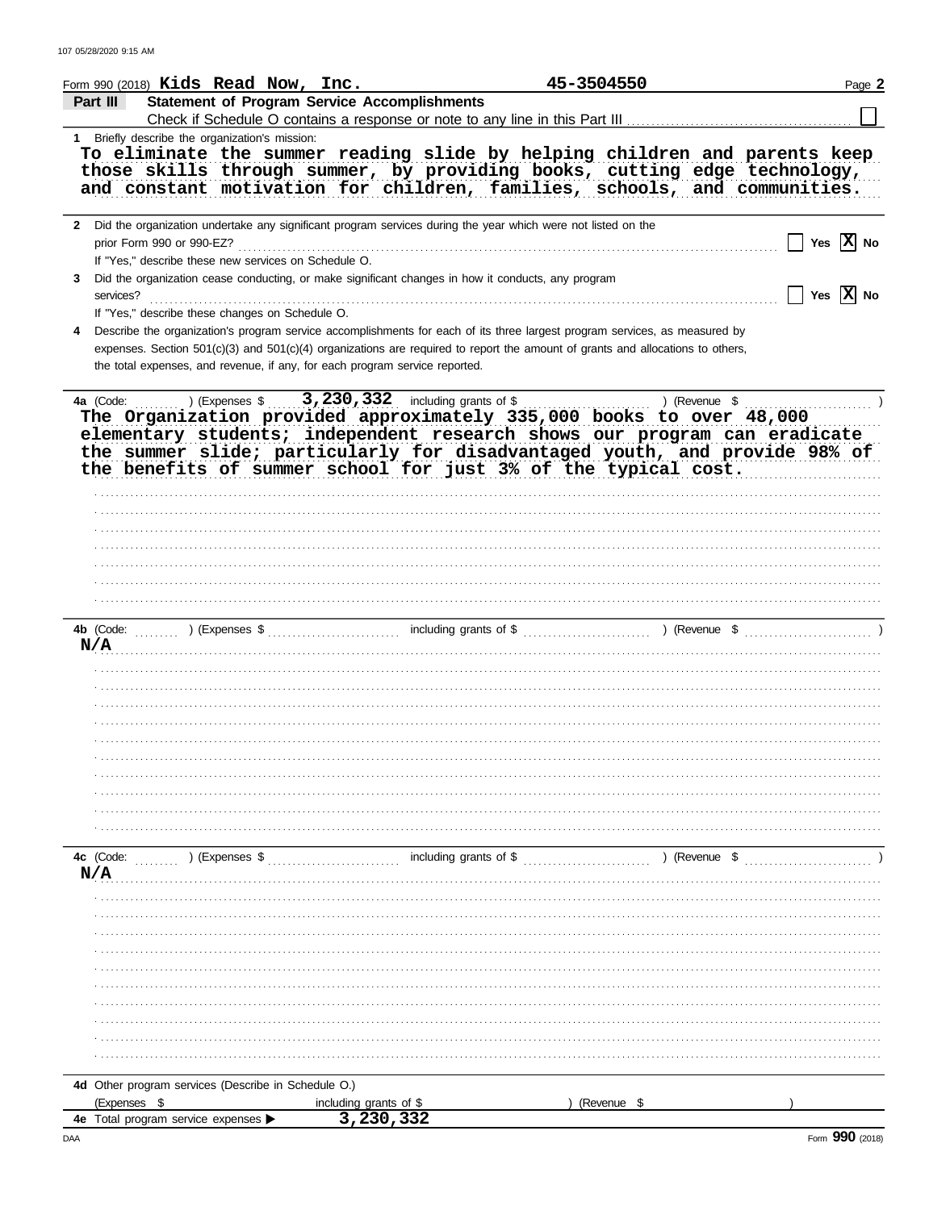Form 990 (2018) **Kids Read Now, Inc.** **45-3504550**

## Part III Statement of Program Service Accomplishments

Check if Schedule O contains a response or note to any line in this Part III ☐

**1** Briefly describe the organization's mission:

To eliminate the summer reading slide by helping children and parents keep those skills through summer, by providing books, cutting edge technology, and constant motivation for children, families, schools, and communities.

**2** Did the organization undertake any significant program services during the year which were not listed on the prior Form 990 or 990-EZ? ☐ Yes ☒ No

If "Yes," describe these new services on Schedule O.

**3** Did the organization cease conducting, or make significant changes in how it conducts, any program services? ☐ Yes ☒ No

If "Yes," describe these changes on Schedule O.

**4** Describe the organization's program service accomplishments for each of its three largest program services, as measured by expenses. Section 501(c)(3) and 501(c)(4) organizations are required to report the amount of grants and allocations to others, the total expenses, and revenue, if any, for each program service reported.

**4a** (Code: ) (Expenses $ 3,230,332 including grants of $ ) (Revenue $ )

The Organization provided approximately 335,000 books to over 48,000 elementary students; independent research shows our program can eradicate the summer slide; particularly for disadvantaged youth, and provide 98% of the benefits of summer school for just 3% of the typical cost.

**4b** (Code: ) (Expenses $ including grants of $ ) (Revenue $ )

N/A

**4c** (Code: ) (Expenses $ including grants of $ ) (Revenue $ )

N/A

**4d** Other program services (Describe in Schedule O.)

(Expenses $ including grants of $ ) (Revenue $ )

**4e** Total program service expenses ▶ 3,230,332

Form **990** (2018)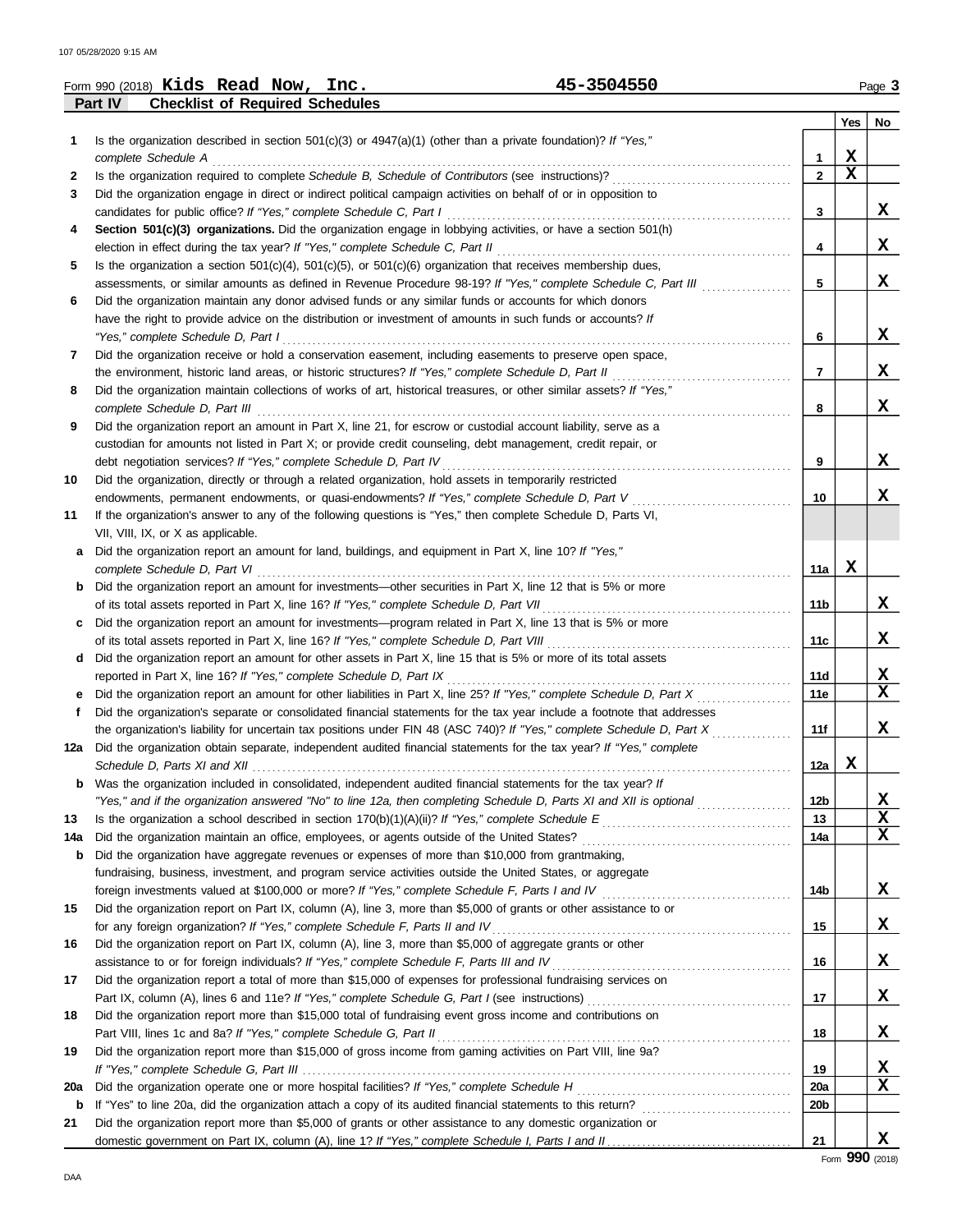Form 990 (2018) **Kids Read Now, Inc.** **45-3504550**

## Part IV Checklist of Required Schedules

| | | | Yes | No |
|---|---|---|---|---|
| 1 | Is the organization described in section 501(c)(3) or 4947(a)(1) (other than a private foundation)? *If "Yes," complete Schedule A* | 1 | X | |
| 2 | Is the organization required to complete *Schedule B, Schedule of Contributors* (see instructions)? | 2 | X | |
| 3 | Did the organization engage in direct or indirect political campaign activities on behalf of or in opposition to candidates for public office? *If "Yes," complete Schedule C, Part I* | 3 | | X |
| 4 | **Section 501(c)(3) organizations.** Did the organization engage in lobbying activities, or have a section 501(h) election in effect during the tax year? *If "Yes," complete Schedule C, Part II* | 4 | | X |
| 5 | Is the organization a section 501(c)(4), 501(c)(5), or 501(c)(6) organization that receives membership dues, assessments, or similar amounts as defined in Revenue Procedure 98-19? *If "Yes," complete Schedule C, Part III* | 5 | | X |
| 6 | Did the organization maintain any donor advised funds or any similar funds or accounts for which donors have the right to provide advice on the distribution or investment of amounts in such funds or accounts? *If "Yes," complete Schedule D, Part I* | 6 | | X |
| 7 | Did the organization receive or hold a conservation easement, including easements to preserve open space, the environment, historic land areas, or historic structures? *If "Yes," complete Schedule D, Part II* | 7 | | X |
| 8 | Did the organization maintain collections of works of art, historical treasures, or other similar assets? *If "Yes," complete Schedule D, Part III* | 8 | | X |
| 9 | Did the organization report an amount in Part X, line 21, for escrow or custodial account liability, serve as a custodian for amounts not listed in Part X; or provide credit counseling, debt management, credit repair, or debt negotiation services? *If "Yes," complete Schedule D, Part IV* | 9 | | X |
| 10 | Did the organization, directly or through a related organization, hold assets in temporarily restricted endowments, permanent endowments, or quasi-endowments? *If "Yes," complete Schedule D, Part V* | 10 | | X |
| 11 | If the organization's answer to any of the following questions is "Yes," then complete Schedule D, Parts VI, VII, VIII, IX, or X as applicable. | | | |
| a | Did the organization report an amount for land, buildings, and equipment in Part X, line 10? *If "Yes," complete Schedule D, Part VI* | 11a | X | |
| b | Did the organization report an amount for investments—other securities in Part X, line 12 that is 5% or more of its total assets reported in Part X, line 16? *If "Yes," complete Schedule D, Part VII* | 11b | | X |
| c | Did the organization report an amount for investments—program related in Part X, line 13 that is 5% or more of its total assets reported in Part X, line 16? *If "Yes," complete Schedule D, Part VIII* | 11c | | X |
| d | Did the organization report an amount for other assets in Part X, line 15 that is 5% or more of its total assets reported in Part X, line 16? *If "Yes," complete Schedule D, Part IX* | 11d | | X |
| e | Did the organization report an amount for other liabilities in Part X, line 25? *If "Yes," complete Schedule D, Part X* | 11e | | X |
| f | Did the organization's separate or consolidated financial statements for the tax year include a footnote that addresses the organization's liability for uncertain tax positions under FIN 48 (ASC 740)? *If "Yes," complete Schedule D, Part X* | 11f | | X |
| 12a | Did the organization obtain separate, independent audited financial statements for the tax year? *If "Yes," complete Schedule D, Parts XI and XII* | 12a | X | |
| b | Was the organization included in consolidated, independent audited financial statements for the tax year? *If "Yes," and if the organization answered "No" to line 12a, then completing Schedule D, Parts XI and XII is optional* | 12b | | X |
| 13 | Is the organization a school described in section 170(b)(1)(A)(ii)? *If "Yes," complete Schedule E* | 13 | | X |
| 14a | Did the organization maintain an office, employees, or agents outside of the United States? | 14a | | X |
| b | Did the organization have aggregate revenues or expenses of more than $10,000 from grantmaking, fundraising, business, investment, and program service activities outside the United States, or aggregate foreign investments valued at $100,000 or more? *If "Yes," complete Schedule F, Parts I and IV* | 14b | | X |
| 15 | Did the organization report on Part IX, column (A), line 3, more than $5,000 of grants or other assistance to or for any foreign organization? *If "Yes," complete Schedule F, Parts II and IV* | 15 | | X |
| 16 | Did the organization report on Part IX, column (A), line 3, more than $5,000 of aggregate grants or other assistance to or for foreign individuals? *If "Yes," complete Schedule F, Parts III and IV* | 16 | | X |
| 17 | Did the organization report a total of more than $15,000 of expenses for professional fundraising services on Part IX, column (A), lines 6 and 11e? *If "Yes," complete Schedule G, Part I* (see instructions) | 17 | | X |
| 18 | Did the organization report more than $15,000 total of fundraising event gross income and contributions on Part VIII, lines 1c and 8a? *If "Yes," complete Schedule G, Part II* | 18 | | X |
| 19 | Did the organization report more than $15,000 of gross income from gaming activities on Part VIII, line 9a? *If "Yes," complete Schedule G, Part III* | 19 | | X |
| 20a | Did the organization operate one or more hospital facilities? *If "Yes," complete Schedule H* | 20a | | X |
| b | If "Yes" to line 20a, did the organization attach a copy of its audited financial statements to this return? | 20b | | |
| 21 | Did the organization report more than $5,000 of grants or other assistance to any domestic organization or domestic government on Part IX, column (A), line 1? *If "Yes," complete Schedule I, Parts I and II* | 21 | | X |

Form **990** (2018)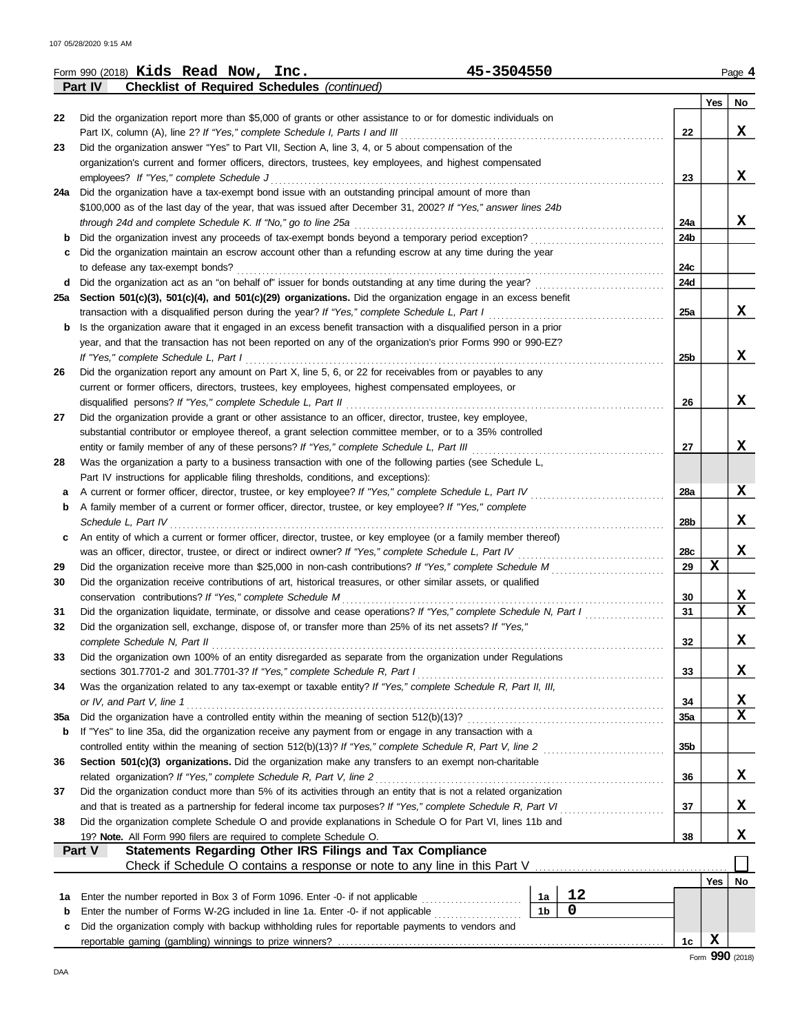Form 990 (2018) **Kids Read Now, Inc.** **45-3504550** Page 4

**Part IV Checklist of Required Schedules** *(continued)*

| | | Line | Yes | No |
|---|---|---|---|---|
| 22 | Did the organization report more than $5,000 of grants or other assistance to or for domestic individuals on Part IX, column (A), line 2? *If "Yes," complete Schedule I, Parts I and III* | 22 | | X |
| 23 | Did the organization answer "Yes" to Part VII, Section A, line 3, 4, or 5 about compensation of the organization's current and former officers, directors, trustees, key employees, and highest compensated employees? *If "Yes," complete Schedule J* | 23 | | X |
| 24a | Did the organization have a tax-exempt bond issue with an outstanding principal amount of more than $100,000 as of the last day of the year, that was issued after December 31, 2002? *If "Yes," answer lines 24b through 24d and complete Schedule K. If "No," go to line 25a* | 24a | | X |
| b | Did the organization invest any proceeds of tax-exempt bonds beyond a temporary period exception? | 24b | | |
| c | Did the organization maintain an escrow account other than a refunding escrow at any time during the year to defease any tax-exempt bonds? | 24c | | |
| d | Did the organization act as an "on behalf of" issuer for bonds outstanding at any time during the year? | 24d | | |
| 25a | **Section 501(c)(3), 501(c)(4), and 501(c)(29) organizations.** Did the organization engage in an excess benefit transaction with a disqualified person during the year? *If "Yes," complete Schedule L, Part I* | 25a | | X |
| b | Is the organization aware that it engaged in an excess benefit transaction with a disqualified person in a prior year, and that the transaction has not been reported on any of the organization's prior Forms 990 or 990-EZ? *If "Yes," complete Schedule L, Part I* | 25b | | X |
| 26 | Did the organization report any amount on Part X, line 5, 6, or 22 for receivables from or payables to any current or former officers, directors, trustees, key employees, highest compensated employees, or disqualified persons? *If "Yes," complete Schedule L, Part II* | 26 | | X |
| 27 | Did the organization provide a grant or other assistance to an officer, director, trustee, key employee, substantial contributor or employee thereof, a grant selection committee member, or to a 35% controlled entity or family member of any of these persons? *If "Yes," complete Schedule L, Part III* | 27 | | X |
| 28 | Was the organization a party to a business transaction with one of the following parties (see Schedule L, Part IV instructions for applicable filing thresholds, conditions, and exceptions): | | | |
| a | A current or former officer, director, trustee, or key employee? *If "Yes," complete Schedule L, Part IV* | 28a | | X |
| b | A family member of a current or former officer, director, trustee, or key employee? *If "Yes," complete Schedule L, Part IV* | 28b | | X |
| c | An entity of which a current or former officer, director, trustee, or key employee (or a family member thereof) was an officer, director, trustee, or direct or indirect owner? *If "Yes," complete Schedule L, Part IV* | 28c | | X |
| 29 | Did the organization receive more than $25,000 in non-cash contributions? *If "Yes," complete Schedule M* | 29 | X | |
| 30 | Did the organization receive contributions of art, historical treasures, or other similar assets, or qualified conservation contributions? *If "Yes," complete Schedule M* | 30 | | X |
| 31 | Did the organization liquidate, terminate, or dissolve and cease operations? *If "Yes," complete Schedule N, Part I* | 31 | | X |
| 32 | Did the organization sell, exchange, dispose of, or transfer more than 25% of its net assets? *If "Yes," complete Schedule N, Part II* | 32 | | X |
| 33 | Did the organization own 100% of an entity disregarded as separate from the organization under Regulations sections 301.7701-2 and 301.7701-3? *If "Yes," complete Schedule R, Part I* | 33 | | X |
| 34 | Was the organization related to any tax-exempt or taxable entity? *If "Yes," complete Schedule R, Part II, III, or IV, and Part V, line 1* | 34 | | X |
| 35a | Did the organization have a controlled entity within the meaning of section 512(b)(13)? | 35a | | X |
| b | If "Yes" to line 35a, did the organization receive any payment from or engage in any transaction with a controlled entity within the meaning of section 512(b)(13)? *If "Yes," complete Schedule R, Part V, line 2* | 35b | | |
| 36 | **Section 501(c)(3) organizations.** Did the organization make any transfers to an exempt non-charitable related organization? *If "Yes," complete Schedule R, Part V, line 2* | 36 | | X |
| 37 | Did the organization conduct more than 5% of its activities through an entity that is not a related organization and that is treated as a partnership for federal income tax purposes? *If "Yes," complete Schedule R, Part VI* | 37 | | X |
| 38 | Did the organization complete Schedule O and provide explanations in Schedule O for Part VI, lines 11b and 19? **Note.** All Form 990 filers are required to complete Schedule O. | 38 | | X |

**Part V Statements Regarding Other IRS Filings and Tax Compliance**

Check if Schedule O contains a response or note to any line in this Part V ☐

| | | | | Line | Yes | No |
|---|---|---|---|---|---|---|
| 1a | Enter the number reported in Box 3 of Form 1096. Enter -0- if not applicable | 1a | 12 | | | |
| b | Enter the number of Forms W-2G included in line 1a. Enter -0- if not applicable | 1b | 0 | | | |
| c | Did the organization comply with backup withholding rules for reportable payments to vendors and reportable gaming (gambling) winnings to prize winners? | | | 1c | X | |

Form **990** (2018)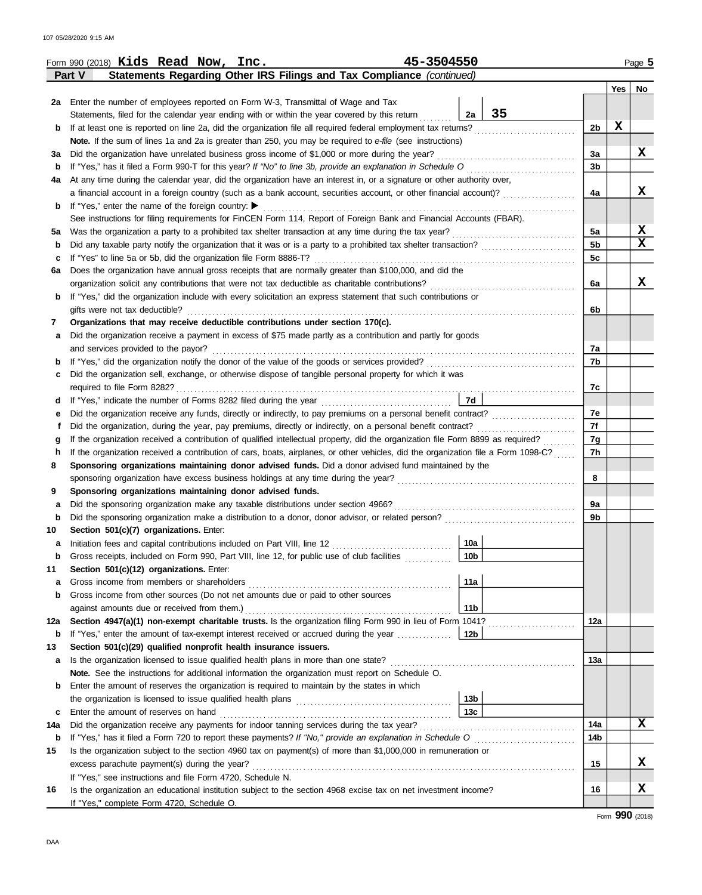Form 990 (2018) **Kids Read Now, Inc.** 45-3504550 Page **5**

**Part V — Statements Regarding Other IRS Filings and Tax Compliance** *(continued)*

| | | | | | Yes | No |
|---|---|---|---|---|---|---|
| **2a** | Enter the number of employees reported on Form W-3, Transmittal of Wage and Tax Statements, filed for the calendar year ending with or within the year covered by this return | 2a | 35 | | | |
| **b** | If at least one is reported on line 2a, did the organization file all required federal employment tax returns? | | | 2b | X | |
| | **Note.** If the sum of lines 1a and 2a is greater than 250, you may be required to *e-file* (see instructions) | | | | | |
| **3a** | Did the organization have unrelated business gross income of $1,000 or more during the year? | | | 3a | | X |
| **b** | If "Yes," has it filed a Form 990-T for this year? *If "No" to line 3b, provide an explanation in Schedule O* | | | 3b | | |
| **4a** | At any time during the calendar year, did the organization have an interest in, or a signature or other authority over, a financial account in a foreign country (such as a bank account, securities account, or other financial account)? | | | 4a | | X |
| **b** | If "Yes," enter the name of the foreign country: ▶ | | | | | |
| | See instructions for filing requirements for FinCEN Form 114, Report of Foreign Bank and Financial Accounts (FBAR). | | | | | |
| **5a** | Was the organization a party to a prohibited tax shelter transaction at any time during the tax year? | | | 5a | | X |
| **b** | Did any taxable party notify the organization that it was or is a party to a prohibited tax shelter transaction? | | | 5b | | X |
| **c** | If "Yes" to line 5a or 5b, did the organization file Form 8886-T? | | | 5c | | |
| **6a** | Does the organization have annual gross receipts that are normally greater than $100,000, and did the organization solicit any contributions that were not tax deductible as charitable contributions? | | | 6a | | X |
| **b** | If "Yes," did the organization include with every solicitation an express statement that such contributions or gifts were not tax deductible? | | | 6b | | |
| **7** | **Organizations that may receive deductible contributions under section 170(c).** | | | | | |
| **a** | Did the organization receive a payment in excess of $75 made partly as a contribution and partly for goods and services provided to the payor? | | | 7a | | |
| **b** | If "Yes," did the organization notify the donor of the value of the goods or services provided? | | | 7b | | |
| **c** | Did the organization sell, exchange, or otherwise dispose of tangible personal property for which it was required to file Form 8282? | | | 7c | | |
| **d** | If "Yes," indicate the number of Forms 8282 filed during the year | 7d | | | | |
| **e** | Did the organization receive any funds, directly or indirectly, to pay premiums on a personal benefit contract? | | | 7e | | |
| **f** | Did the organization, during the year, pay premiums, directly or indirectly, on a personal benefit contract? | | | 7f | | |
| **g** | If the organization received a contribution of qualified intellectual property, did the organization file Form 8899 as required? | | | 7g | | |
| **h** | If the organization received a contribution of cars, boats, airplanes, or other vehicles, did the organization file a Form 1098-C? | | | 7h | | |
| **8** | **Sponsoring organizations maintaining donor advised funds.** Did a donor advised fund maintained by the sponsoring organization have excess business holdings at any time during the year? | | | 8 | | |
| **9** | **Sponsoring organizations maintaining donor advised funds.** | | | | | |
| **a** | Did the sponsoring organization make any taxable distributions under section 4966? | | | 9a | | |
| **b** | Did the sponsoring organization make a distribution to a donor, donor advisor, or related person? | | | 9b | | |
| **10** | **Section 501(c)(7) organizations.** Enter: | | | | | |
| **a** | Initiation fees and capital contributions included on Part VIII, line 12 | 10a | | | | |
| **b** | Gross receipts, included on Form 990, Part VIII, line 12, for public use of club facilities | 10b | | | | |
| **11** | **Section 501(c)(12) organizations.** Enter: | | | | | |
| **a** | Gross income from members or shareholders | 11a | | | | |
| **b** | Gross income from other sources (Do not net amounts due or paid to other sources against amounts due or received from them.) | 11b | | | | |
| **12a** | **Section 4947(a)(1) non-exempt charitable trusts.** Is the organization filing Form 990 in lieu of Form 1041? | | | 12a | | |
| **b** | If "Yes," enter the amount of tax-exempt interest received or accrued during the year | 12b | | | | |
| **13** | **Section 501(c)(29) qualified nonprofit health insurance issuers.** | | | | | |
| **a** | Is the organization licensed to issue qualified health plans in more than one state? | | | 13a | | |
| | **Note.** See the instructions for additional information the organization must report on Schedule O. | | | | | |
| **b** | Enter the amount of reserves the organization is required to maintain by the states in which the organization is licensed to issue qualified health plans | 13b | | | | |
| **c** | Enter the amount of reserves on hand | 13c | | | | |
| **14a** | Did the organization receive any payments for indoor tanning services during the tax year? | | | 14a | | X |
| **b** | If "Yes," has it filed a Form 720 to report these payments? *If "No," provide an explanation in Schedule O* | | | 14b | | |
| **15** | Is the organization subject to the section 4960 tax on payment(s) of more than $1,000,000 in remuneration or excess parachute payment(s) during the year? | | | 15 | | X |
| | If "Yes," see instructions and file Form 4720, Schedule N. | | | | | |
| **16** | Is the organization an educational institution subject to the section 4968 excise tax on net investment income? | | | 16 | | X |
| | If "Yes," complete Form 4720, Schedule O. | | | | | |

Form **990** (2018)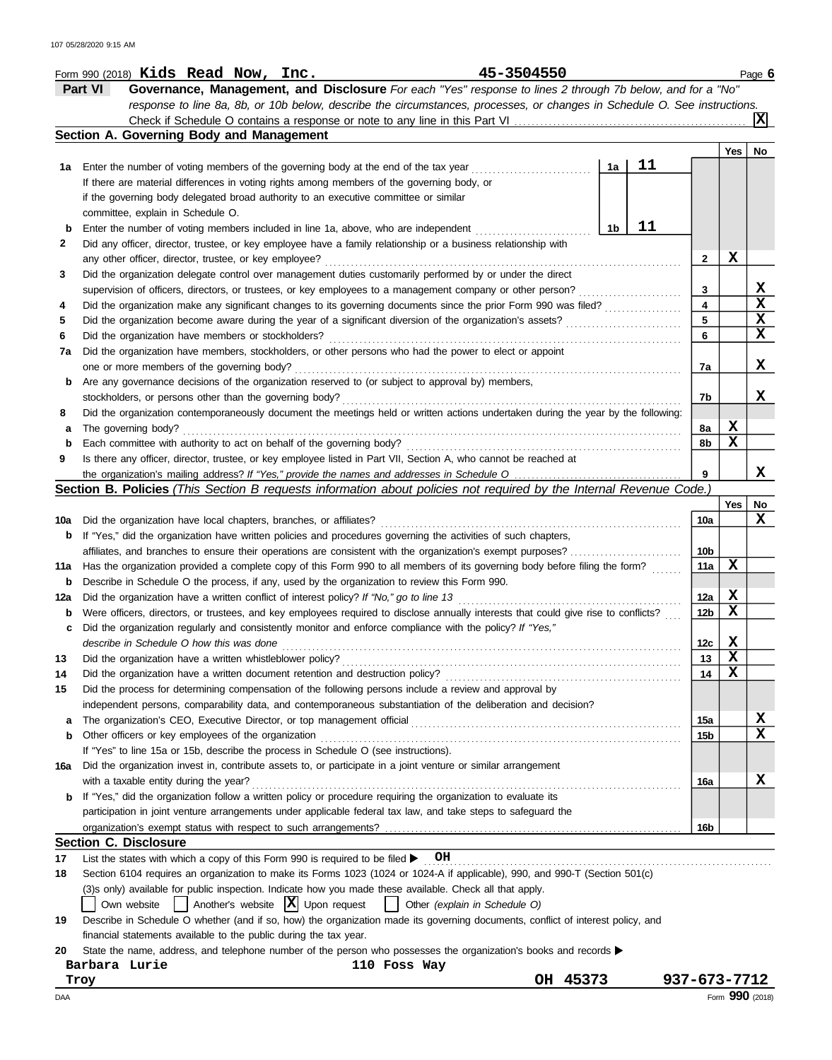Form 990 (2018) **Kids Read Now, Inc.** **45-3504550** Page **6**

## Part VI Governance, Management, and Disclosure

*For each "Yes" response to lines 2 through 7b below, and for a "No" response to line 8a, 8b, or 10b below, describe the circumstances, processes, or changes in Schedule O. See instructions.*

Check if Schedule O contains a response or note to any line in this Part VI ..... **X**

### Section A. Governing Body and Management

| | | | | Yes | No |
|---|---|---|---|---|---|
| **1a** | Enter the number of voting members of the governing body at the end of the tax year ..... **1a** **11**<br>If there are material differences in voting rights among members of the governing body, or if the governing body delegated broad authority to an executive committee or similar committee, explain in Schedule O. | | | | |
| **b** | Enter the number of voting members included in line 1a, above, who are independent ..... **1b** **11** | | | | |
| **2** | Did any officer, director, trustee, or key employee have a family relationship or a business relationship with any other officer, director, trustee, or key employee? | | **2** | X | |
| **3** | Did the organization delegate control over management duties customarily performed by or under the direct supervision of officers, directors, or trustees, or key employees to a management company or other person? | | **3** | | X |
| **4** | Did the organization make any significant changes to its governing documents since the prior Form 990 was filed? | | **4** | | X |
| **5** | Did the organization become aware during the year of a significant diversion of the organization's assets? | | **5** | | X |
| **6** | Did the organization have members or stockholders? | | **6** | | X |
| **7a** | Did the organization have members, stockholders, or other persons who had the power to elect or appoint one or more members of the governing body? | | **7a** | | X |
| **b** | Are any governance decisions of the organization reserved to (or subject to approval by) members, stockholders, or persons other than the governing body? | | **7b** | | X |
| **8** | Did the organization contemporaneously document the meetings held or written actions undertaken during the year by the following: | | | | |
| **a** | The governing body? | | **8a** | X | |
| **b** | Each committee with authority to act on behalf of the governing body? | | **8b** | X | |
| **9** | Is there any officer, director, trustee, or key employee listed in Part VII, Section A, who cannot be reached at the organization's mailing address? *If "Yes," provide the names and addresses in Schedule O* | | **9** | | X |

### Section B. Policies *(This Section B requests information about policies not required by the Internal Revenue Code.)*

| | | | Yes | No |
|---|---|---|---|---|
| **10a** | Did the organization have local chapters, branches, or affiliates? | **10a** | | X |
| **b** | If "Yes," did the organization have written policies and procedures governing the activities of such chapters, affiliates, and branches to ensure their operations are consistent with the organization's exempt purposes? | **10b** | | |
| **11a** | Has the organization provided a complete copy of this Form 990 to all members of its governing body before filing the form? | **11a** | X | |
| **b** | Describe in Schedule O the process, if any, used by the organization to review this Form 990. | | | |
| **12a** | Did the organization have a written conflict of interest policy? *If "No," go to line 13* | **12a** | X | |
| **b** | Were officers, directors, or trustees, and key employees required to disclose annually interests that could give rise to conflicts? | **12b** | X | |
| **c** | Did the organization regularly and consistently monitor and enforce compliance with the policy? *If "Yes," describe in Schedule O how this was done* | **12c** | X | |
| **13** | Did the organization have a written whistleblower policy? | **13** | X | |
| **14** | Did the organization have a written document retention and destruction policy? | **14** | X | |
| **15** | Did the process for determining compensation of the following persons include a review and approval by independent persons, comparability data, and contemporaneous substantiation of the deliberation and decision? | | | |
| **a** | The organization's CEO, Executive Director, or top management official | **15a** | | X |
| **b** | Other officers or key employees of the organization | **15b** | | X |
| | If "Yes" to line 15a or 15b, describe the process in Schedule O (see instructions). | | | |
| **16a** | Did the organization invest in, contribute assets to, or participate in a joint venture or similar arrangement with a taxable entity during the year? | **16a** | | X |
| **b** | If "Yes," did the organization follow a written policy or procedure requiring the organization to evaluate its participation in joint venture arrangements under applicable federal tax law, and take steps to safeguard the organization's exempt status with respect to such arrangements? | **16b** | | |

### Section C. Disclosure

**17** List the states with which a copy of this Form 990 is required to be filed ▶ **OH**

**18** Section 6104 requires an organization to make its Forms 1023 (1024 or 1024-A if applicable), 990, and 990-T (Section 501(c)(3)s only) available for public inspection. Indicate how you made these available. Check all that apply.

☐ Own website ☐ Another's website ☒ Upon request ☐ Other *(explain in Schedule O)*

**19** Describe in Schedule O whether (and if so, how) the organization made its governing documents, conflict of interest policy, and financial statements available to the public during the tax year.

**20** State the name, address, and telephone number of the person who possesses the organization's books and records ▶

**Barbara Lurie** **110 Foss Way**
**Troy** **OH 45373** **937-673-7712**

Form **990** (2018)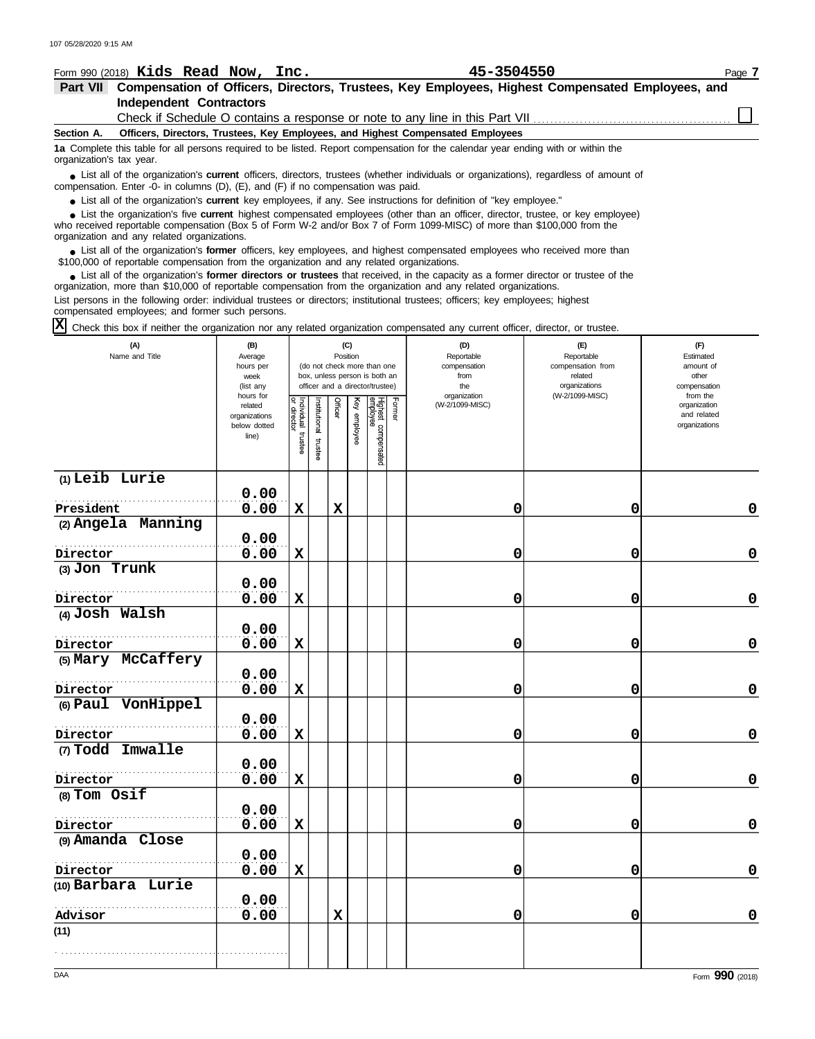Form 990 (2018) **Kids Read Now, Inc.** **45-3504550**

**Part VII Compensation of Officers, Directors, Trustees, Key Employees, Highest Compensated Employees, and Independent Contractors**

Check if Schedule O contains a response or note to any line in this Part VII ☐

**Section A. Officers, Directors, Trustees, Key Employees, and Highest Compensated Employees**

**1a** Complete this table for all persons required to be listed. Report compensation for the calendar year ending with or within the organization's tax year.

- List all of the organization's **current** officers, directors, trustees (whether individuals or organizations), regardless of amount of compensation. Enter -0- in columns (D), (E), and (F) if no compensation was paid.
- List all of the organization's **current** key employees, if any. See instructions for definition of "key employee."
- List the organization's five **current** highest compensated employees (other than an officer, director, trustee, or key employee) who received reportable compensation (Box 5 of Form W-2 and/or Box 7 of Form 1099-MISC) of more than $100,000 from the organization and any related organizations.
- List all of the organization's **former** officers, key employees, and highest compensated employees who received more than $100,000 of reportable compensation from the organization and any related organizations.
- List all of the organization's **former directors or trustees** that received, in the capacity as a former director or trustee of the organization, more than $10,000 of reportable compensation from the organization and any related organizations.

List persons in the following order: individual trustees or directors; institutional trustees; officers; key employees; highest compensated employees; and former such persons.

☒ Check this box if neither the organization nor any related organization compensated any current officer, director, or trustee.

| (A) Name and Title | (B) Average hours per week (list any hours for related organizations below dotted line) | (C) Position (do not check more than one box, unless person is both an officer and a director/trustee): Individual trustee or director | Institutional trustee | Officer | Key employee | Highest compensated employee | Former | (D) Reportable compensation from the organization (W-2/1099-MISC) | (E) Reportable compensation from related organizations (W-2/1099-MISC) | (F) Estimated amount of other compensation from the organization and related organizations |
|---|---|---|---|---|---|---|---|---|---|---|
| (1) Leib Lurie<br>President | 0.00<br>0.00 | X | | X | | | | 0 | 0 | 0 |
| (2) Angela Manning<br>Director | 0.00<br>0.00 | X | | | | | | 0 | 0 | 0 |
| (3) Jon Trunk<br>Director | 0.00<br>0.00 | X | | | | | | 0 | 0 | 0 |
| (4) Josh Walsh<br>Director | 0.00<br>0.00 | X | | | | | | 0 | 0 | 0 |
| (5) Mary McCaffery<br>Director | 0.00<br>0.00 | X | | | | | | 0 | 0 | 0 |
| (6) Paul VonHippel<br>Director | 0.00<br>0.00 | X | | | | | | 0 | 0 | 0 |
| (7) Todd Imwalle<br>Director | 0.00<br>0.00 | X | | | | | | 0 | 0 | 0 |
| (8) Tom Osif<br>Director | 0.00<br>0.00 | X | | | | | | 0 | 0 | 0 |
| (9) Amanda Close<br>Director | 0.00<br>0.00 | X | | | | | | 0 | 0 | 0 |
| (10) Barbara Lurie<br>Advisor | 0.00<br>0.00 | | | X | | | | 0 | 0 | 0 |
| (11) | | | | | | | | | | |

Form **990** (2018)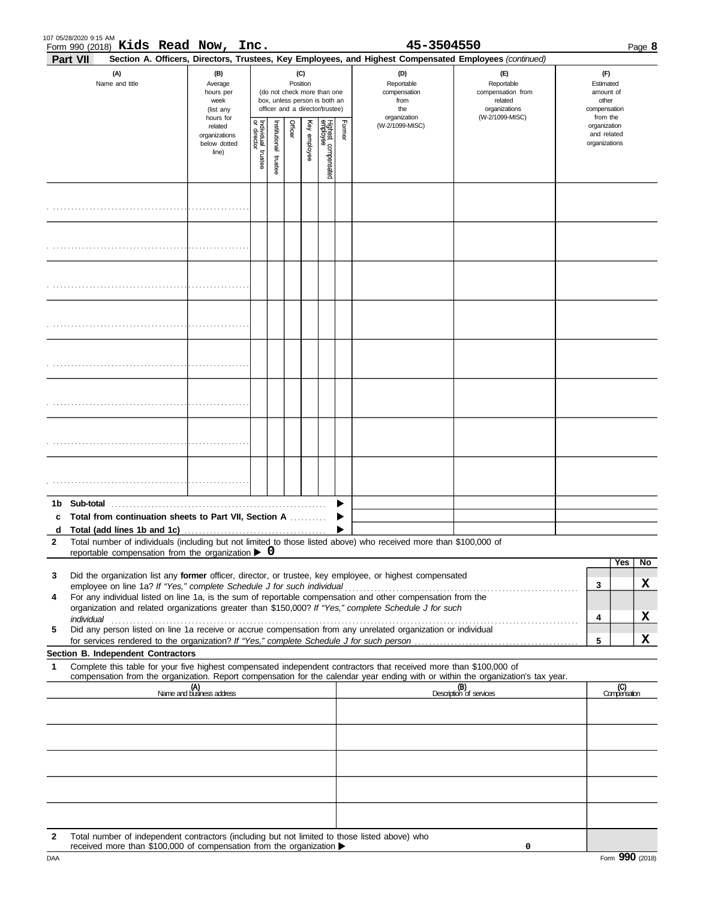Form 990 (2018) **Kids Read Now, Inc.** **45-3504550** Page **8**

**Part VII** **Section A. Officers, Directors, Trustees, Key Employees, and Highest Compensated Employees** *(continued)*

| (A) Name and title | (B) Average hours per week (list any hours for related organizations below dotted line) | (C) Position (do not check more than one box, unless person is both an officer and a director/trustee) | | | | | | (D) Reportable compensation from the organization (W-2/1099-MISC) | (E) Reportable compensation from related organizations (W-2/1099-MISC) | (F) Estimated amount of other compensation from the organization and related organizations |
|---|---|---|---|---|---|---|---|---|---|---|
| | | Individual trustee or director | Institutional trustee | Officer | Key employee | Highest compensated employee | Former | | | |
| | | | | | | | | | | |
| | | | | | | | | | | |
| | | | | | | | | | | |
| | | | | | | | | | | |
| | | | | | | | | | | |
| | | | | | | | | | | |
| | | | | | | | | | | |
| | | | | | | | | | | |
| **1b Sub-total** | | | | | | | | | | |
| **c Total from continuation sheets to Part VII, Section A** | | | | | | | | | | |
| **d Total (add lines 1b and 1c)** | | | | | | | | | | |

**2** Total number of individuals (including but not limited to those listed above) who received more than $100,000 of reportable compensation from the organization ▶ **0**

| | | | Yes | No |
|---|---|---|---|---|
| **3** | Did the organization list any **former** officer, director, or trustee, key employee, or highest compensated employee on line 1a? *If "Yes," complete Schedule J for such individual* | **3** | | **X** |
| **4** | For any individual listed on line 1a, is the sum of reportable compensation and other compensation from the organization and related organizations greater than $150,000? *If "Yes," complete Schedule J for such individual* | **4** | | **X** |
| **5** | Did any person listed on line 1a receive or accrue compensation from any unrelated organization or individual for services rendered to the organization? *If "Yes," complete Schedule J for such person* | **5** | | **X** |

**Section B. Independent Contractors**

**1** Complete this table for your five highest compensated independent contractors that received more than $100,000 of compensation from the organization. Report compensation for the calendar year ending with or within the organization's tax year.

| (A) Name and business address | (B) Description of services | (C) Compensation |
|---|---|---|
| | | |
| | | |
| | | |
| | | |
| | | |

**2** Total number of independent contractors (including but not limited to those listed above) who received more than $100,000 of compensation from the organization ▶ 0

DAA Form **990** (2018)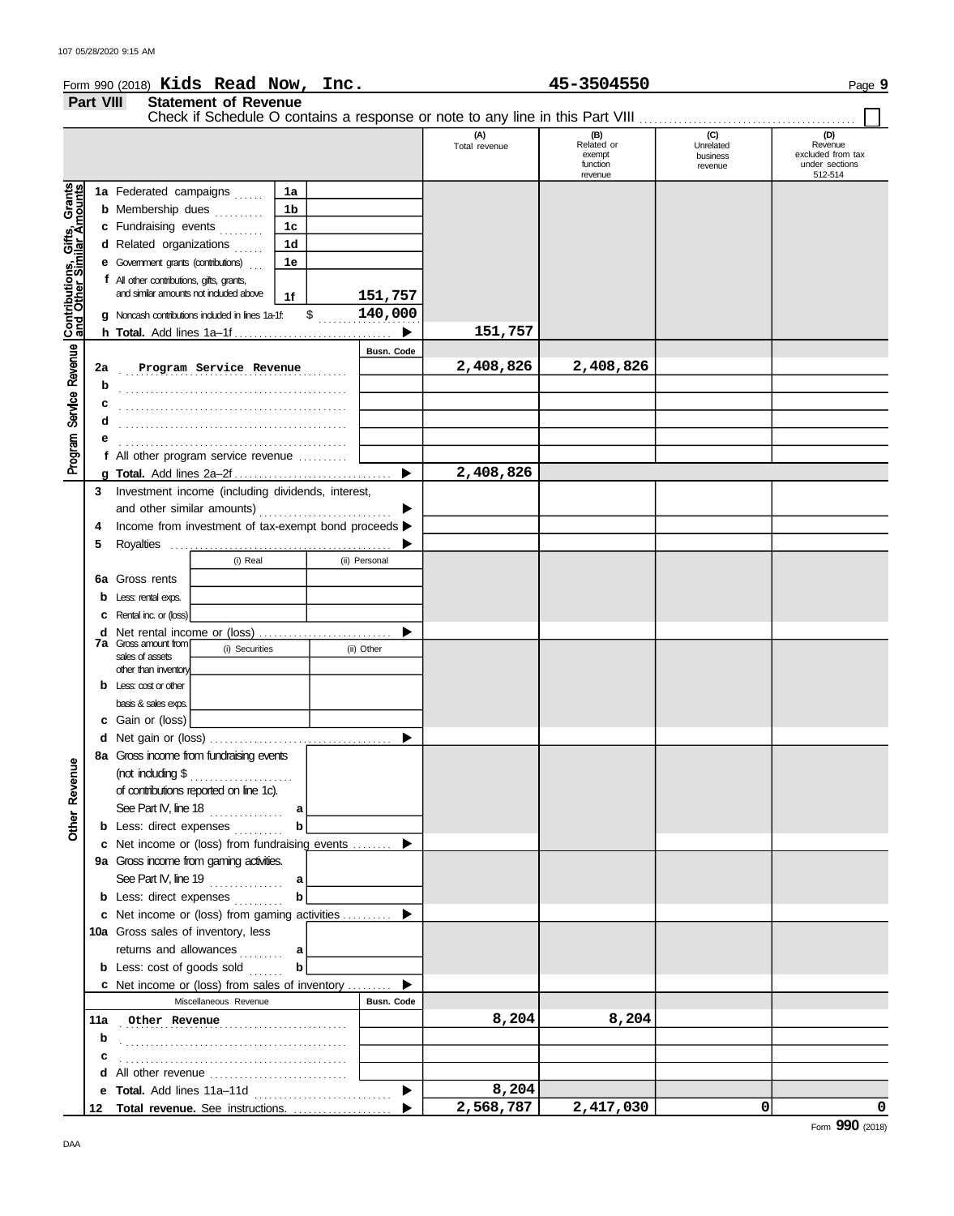Form 990 (2018) **Kids Read Now, Inc.** **45-3504550**

**Part VIII** **Statement of Revenue**

Check if Schedule O contains a response or note to any line in this Part VIII ☐

| | | | (A) Total revenue | (B) Related or exempt function revenue | (C) Unrelated business revenue | (D) Revenue excluded from tax under sections 512-514 |
|---|---|---|---|---|---|---|
| **Contributions, Gifts, Grants and Other Similar Amounts** | 1a Federated campaigns | 1a | | | | |
| | b Membership dues | 1b | | | | |
| | c Fundraising events | 1c | | | | |
| | d Related organizations | 1d | | | | |
| | e Government grants (contributions) | 1e | | | | |
| | f All other contributions, gifts, grants, and similar amounts not included above | 1f 151,757 | | | | |
| | g Noncash contributions included in lines 1a-1f: $ 140,000 | | | | | |
| | h **Total.** Add lines 1a–1f | ▶ | 151,757 | | | |
| **Program Service Revenue** | | Busn. Code | | | | |
| | 2a Program Service Revenue | | 2,408,826 | 2,408,826 | | |
| | b | | | | | |
| | c | | | | | |
| | d | | | | | |
| | e | | | | | |
| | f All other program service revenue | | | | | |
| | g **Total.** Add lines 2a–2f | ▶ | 2,408,826 | | | |
| **Other Revenue** | 3 Investment income (including dividends, interest, and other similar amounts) | ▶ | | | | |
| | 4 Income from investment of tax-exempt bond proceeds | ▶ | | | | |
| | 5 Royalties | ▶ | | | | |
| | | (i) Real / (ii) Personal | | | | |
| | 6a Gross rents | | | | | |
| | b Less: rental exps. | | | | | |
| | c Rental inc. or (loss) | | | | | |
| | d Net rental income or (loss) | ▶ | | | | |
| | 7a Gross amount from sales of assets other than inventory | (i) Securities / (ii) Other | | | | |
| | b Less: cost or other basis & sales exps. | | | | | |
| | c Gain or (loss) | | | | | |
| | d Net gain or (loss) | ▶ | | | | |
| | 8a Gross income from fundraising events (not including $ ........ of contributions reported on line 1c). See Part IV, line 18 | a | | | | |
| | b Less: direct expenses | b | | | | |
| | c Net income or (loss) from fundraising events | ▶ | | | | |
| | 9a Gross income from gaming activities. See Part IV, line 19 | a | | | | |
| | b Less: direct expenses | b | | | | |
| | c Net income or (loss) from gaming activities | ▶ | | | | |
| | 10a Gross sales of inventory, less returns and allowances | a | | | | |
| | b Less: cost of goods sold | b | | | | |
| | c Net income or (loss) from sales of inventory | ▶ | | | | |
| | Miscellaneous Revenue | Busn. Code | | | | |
| | 11a Other Revenue | | 8,204 | 8,204 | | |
| | b | | | | | |
| | c | | | | | |
| | d All other revenue | | | | | |
| | e **Total.** Add lines 11a–11d | ▶ | 8,204 | | | |
| | 12 **Total revenue.** See instructions. | ▶ | 2,568,787 | 2,417,030 | 0 | 0 |

Form **990** (2018)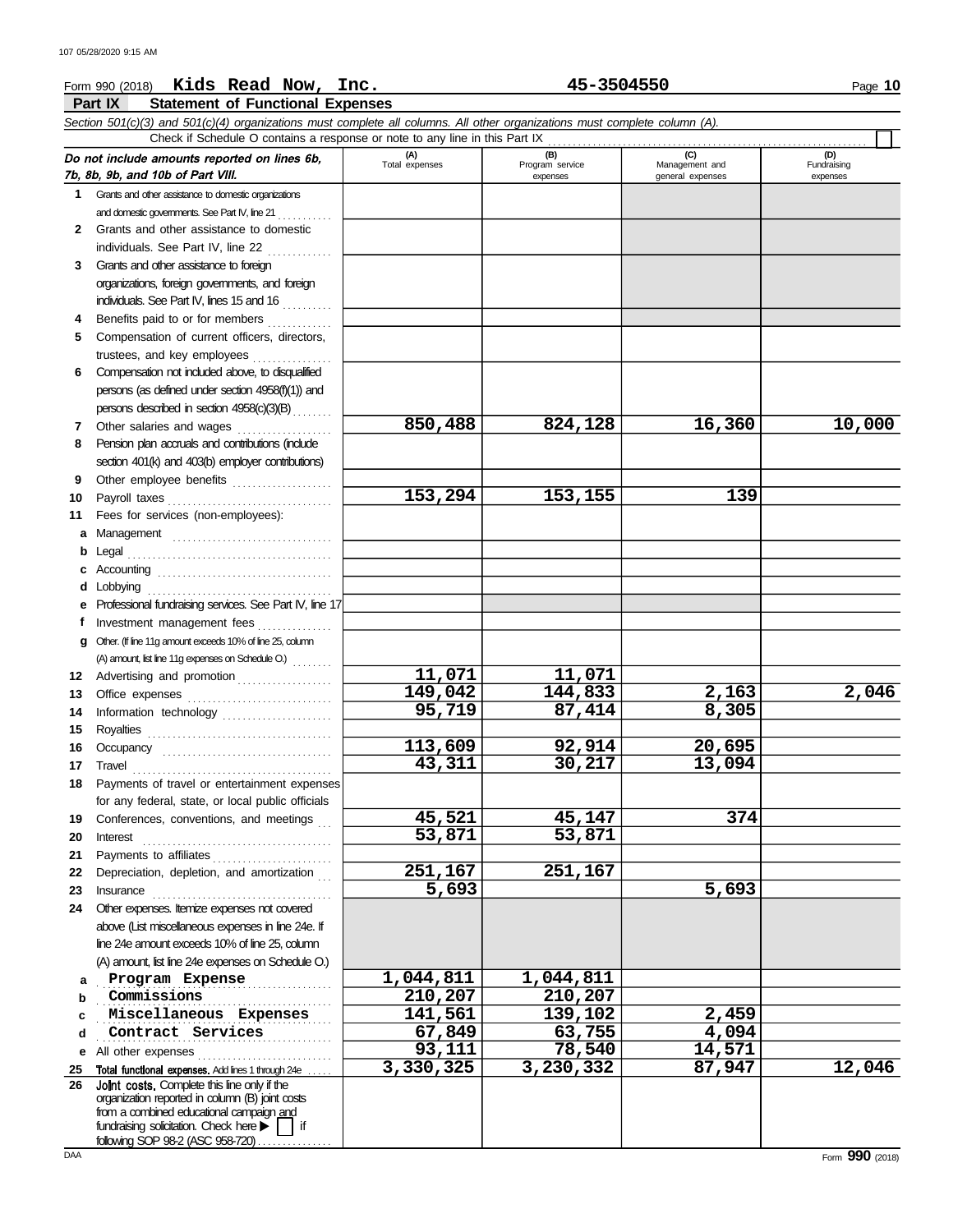Form 990 (2018) **Kids Read Now, Inc.** **45-3504550**

## Part IX Statement of Functional Expenses

*Section 501(c)(3) and 501(c)(4) organizations must complete all columns. All other organizations must complete column (A).*

Check if Schedule O contains a response or note to any line in this Part IX ☐

| *Do not include amounts reported on lines 6b, 7b, 8b, 9b, and 10b of Part VIII.* | (A) Total expenses | (B) Program service expenses | (C) Management and general expenses | (D) Fundraising expenses |
|---|---|---|---|---|
| **1** Grants and other assistance to domestic organizations and domestic governments. See Part IV, line 21 | | | | |
| **2** Grants and other assistance to domestic individuals. See Part IV, line 22 | | | | |
| **3** Grants and other assistance to foreign organizations, foreign governments, and foreign individuals. See Part IV, lines 15 and 16 | | | | |
| **4** Benefits paid to or for members | | | | |
| **5** Compensation of current officers, directors, trustees, and key employees | | | | |
| **6** Compensation not included above, to disqualified persons (as defined under section 4958(f)(1)) and persons described in section 4958(c)(3)(B) | | | | |
| **7** Other salaries and wages | 850,488 | 824,128 | 16,360 | 10,000 |
| **8** Pension plan accruals and contributions (include section 401(k) and 403(b) employer contributions) | | | | |
| **9** Other employee benefits | | | | |
| **10** Payroll taxes | 153,294 | 153,155 | 139 | |
| **11** Fees for services (non-employees): | | | | |
| **a** Management | | | | |
| **b** Legal | | | | |
| **c** Accounting | | | | |
| **d** Lobbying | | | | |
| **e** Professional fundraising services. See Part IV, line 17 | | | | |
| **f** Investment management fees | | | | |
| **g** Other. (If line 11g amount exceeds 10% of line 25, column (A) amount, list line 11g expenses on Schedule O.) | | | | |
| **12** Advertising and promotion | 11,071 | 11,071 | | |
| **13** Office expenses | 149,042 | 144,833 | 2,163 | 2,046 |
| **14** Information technology | 95,719 | 87,414 | 8,305 | |
| **15** Royalties | | | | |
| **16** Occupancy | 113,609 | 92,914 | 20,695 | |
| **17** Travel | 43,311 | 30,217 | 13,094 | |
| **18** Payments of travel or entertainment expenses for any federal, state, or local public officials | | | | |
| **19** Conferences, conventions, and meetings | 45,521 | 45,147 | 374 | |
| **20** Interest | 53,871 | 53,871 | | |
| **21** Payments to affiliates | | | | |
| **22** Depreciation, depletion, and amortization | 251,167 | 251,167 | | |
| **23** Insurance | 5,693 | | 5,693 | |
| **24** Other expenses. Itemize expenses not covered above (List miscellaneous expenses in line 24e. If line 24e amount exceeds 10% of line 25, column (A) amount, list line 24e expenses on Schedule O.) | | | | |
| **a** Program Expense | 1,044,811 | 1,044,811 | | |
| **b** Commissions | 210,207 | 210,207 | | |
| **c** Miscellaneous Expenses | 141,561 | 139,102 | 2,459 | |
| **d** Contract Services | 67,849 | 63,755 | 4,094 | |
| **e** All other expenses | 93,111 | 78,540 | 14,571 | |
| **25** **Total functional expenses.** Add lines 1 through 24e | 3,330,325 | 3,230,332 | 87,947 | 12,046 |
| **26** **Joint costs.** Complete this line only if the organization reported in column (B) joint costs from a combined educational campaign and fundraising solicitation. Check here ▶ ☐ if following SOP 98-2 (ASC 958-720) | | | | |

Form **990** (2018)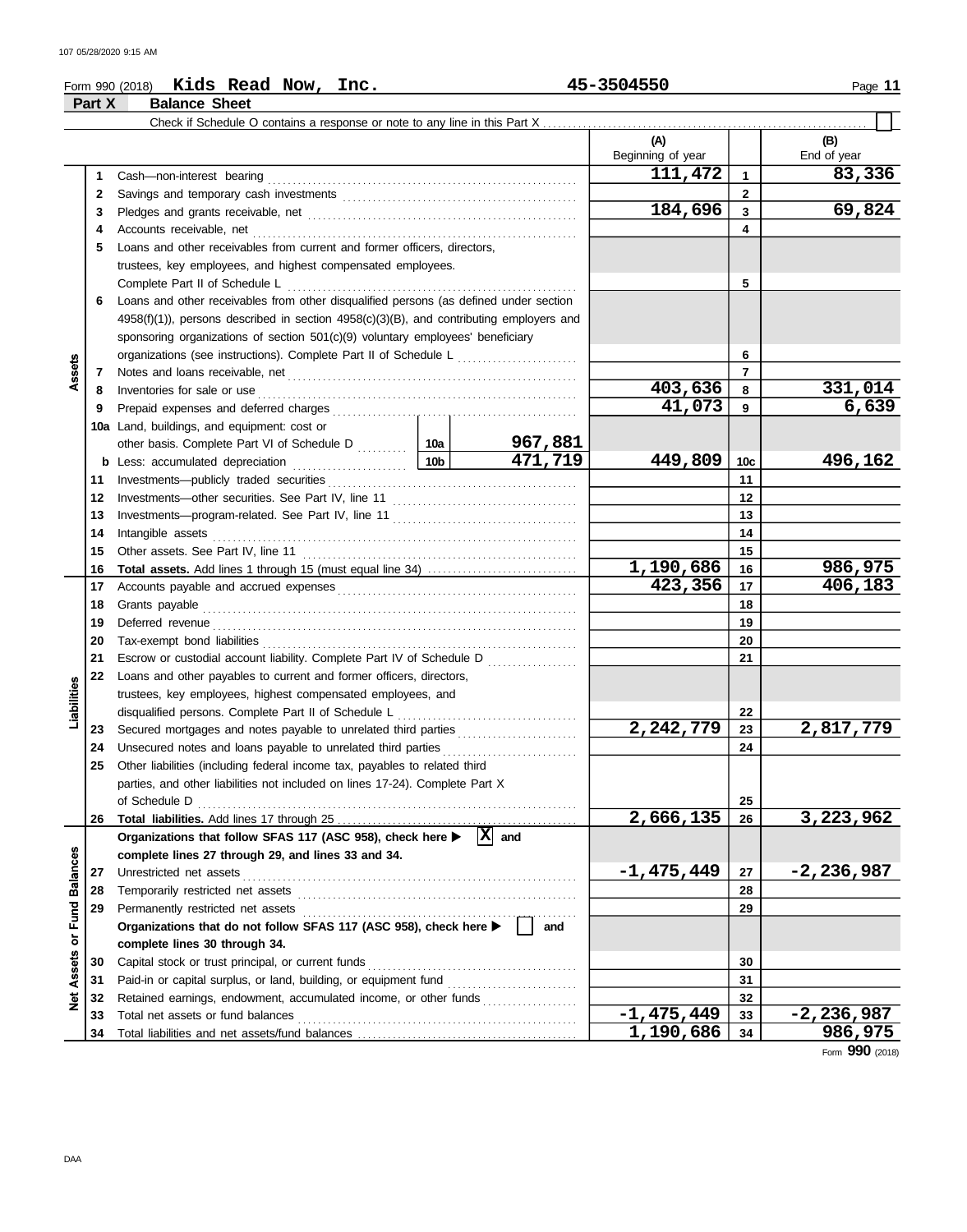Form 990 (2018) **Kids Read Now, Inc.** 45-3504550

## Part X Balance Sheet

Check if Schedule O contains a response or note to any line in this Part X ☐

| | | | | (A) Beginning of year | | (B) End of year |
|---|---|---|---|---|---|---|
| **Assets** | 1 | Cash—non-interest bearing | | 111,472 | 1 | 83,336 |
| | 2 | Savings and temporary cash investments | | | 2 | |
| | 3 | Pledges and grants receivable, net | | 184,696 | 3 | 69,824 |
| | 4 | Accounts receivable, net | | | 4 | |
| | 5 | Loans and other receivables from current and former officers, directors, trustees, key employees, and highest compensated employees. Complete Part II of Schedule L | | | 5 | |
| | 6 | Loans and other receivables from other disqualified persons (as defined under section 4958(f)(1)), persons described in section 4958(c)(3)(B), and contributing employers and sponsoring organizations of section 501(c)(9) voluntary employees' beneficiary organizations (see instructions). Complete Part II of Schedule L | | | 6 | |
| | 7 | Notes and loans receivable, net | | | 7 | |
| | 8 | Inventories for sale or use | | 403,636 | 8 | 331,014 |
| | 9 | Prepaid expenses and deferred charges | | 41,073 | 9 | 6,639 |
| | 10a | Land, buildings, and equipment: cost or other basis. Complete Part VI of Schedule D | 10a: 967,881 | | | |
| | b | Less: accumulated depreciation | 10b: 471,719 | 449,809 | 10c | 496,162 |
| | 11 | Investments—publicly traded securities | | | 11 | |
| | 12 | Investments—other securities. See Part IV, line 11 | | | 12 | |
| | 13 | Investments—program-related. See Part IV, line 11 | | | 13 | |
| | 14 | Intangible assets | | | 14 | |
| | 15 | Other assets. See Part IV, line 11 | | | 15 | |
| | 16 | **Total assets.** Add lines 1 through 15 (must equal line 34) | | 1,190,686 | 16 | 986,975 |
| **Liabilities** | 17 | Accounts payable and accrued expenses | | 423,356 | 17 | 406,183 |
| | 18 | Grants payable | | | 18 | |
| | 19 | Deferred revenue | | | 19 | |
| | 20 | Tax-exempt bond liabilities | | | 20 | |
| | 21 | Escrow or custodial account liability. Complete Part IV of Schedule D | | | 21 | |
| | 22 | Loans and other payables to current and former officers, directors, trustees, key employees, highest compensated employees, and disqualified persons. Complete Part II of Schedule L | | | 22 | |
| | 23 | Secured mortgages and notes payable to unrelated third parties | | 2,242,779 | 23 | 2,817,779 |
| | 24 | Unsecured notes and loans payable to unrelated third parties | | | 24 | |
| | 25 | Other liabilities (including federal income tax, payables to related third parties, and other liabilities not included on lines 17-24). Complete Part X of Schedule D | | | 25 | |
| | 26 | **Total liabilities.** Add lines 17 through 25 | | 2,666,135 | 26 | 3,223,962 |
| **Net Assets or Fund Balances** | | **Organizations that follow SFAS 117 (ASC 958), check here ▶ [X] and complete lines 27 through 29, and lines 33 and 34.** | | | | |
| | 27 | Unrestricted net assets | | -1,475,449 | 27 | -2,236,987 |
| | 28 | Temporarily restricted net assets | | | 28 | |
| | 29 | Permanently restricted net assets | | | 29 | |
| | | **Organizations that do not follow SFAS 117 (ASC 958), check here ▶ [ ] and complete lines 30 through 34.** | | | | |
| | 30 | Capital stock or trust principal, or current funds | | | 30 | |
| | 31 | Paid-in or capital surplus, or land, building, or equipment fund | | | 31 | |
| | 32 | Retained earnings, endowment, accumulated income, or other funds | | | 32 | |
| | 33 | Total net assets or fund balances | | -1,475,449 | 33 | -2,236,987 |
| | 34 | Total liabilities and net assets/fund balances | | 1,190,686 | 34 | 986,975 |

Form **990** (2018)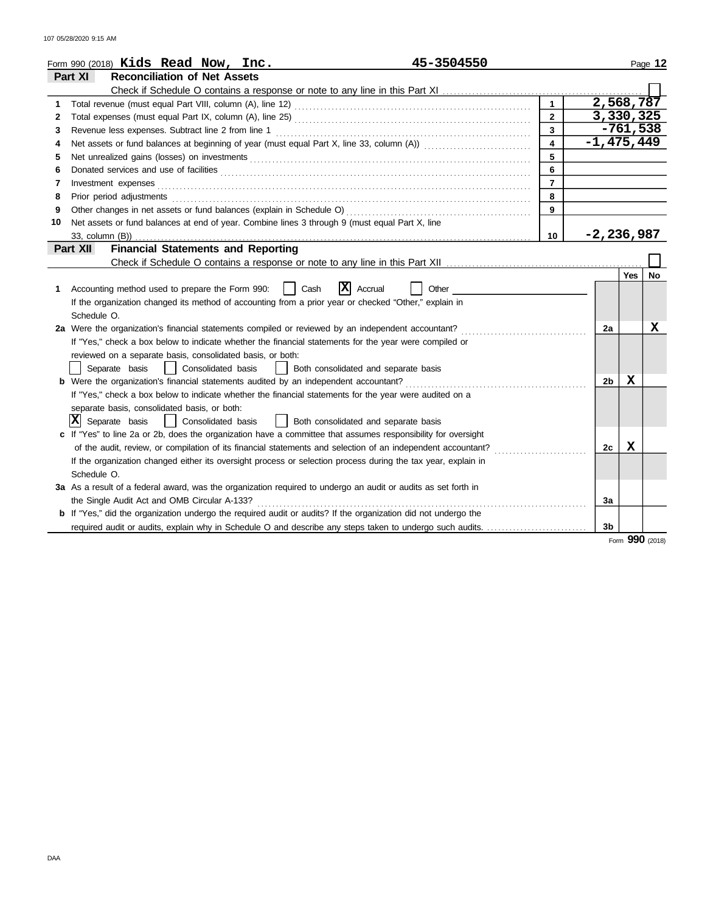Form 990 (2018) **Kids Read Now, Inc.** **45-3504550**

## Part XI Reconciliation of Net Assets

Check if Schedule O contains a response or note to any line in this Part XI ☐

| | | | |
|---|---|---|---|
| 1 | Total revenue (must equal Part VIII, column (A), line 12) | 1 | 2,568,787 |
| 2 | Total expenses (must equal Part IX, column (A), line 25) | 2 | 3,330,325 |
| 3 | Revenue less expenses. Subtract line 2 from line 1 | 3 | -761,538 |
| 4 | Net assets or fund balances at beginning of year (must equal Part X, line 33, column (A)) | 4 | -1,475,449 |
| 5 | Net unrealized gains (losses) on investments | 5 | |
| 6 | Donated services and use of facilities | 6 | |
| 7 | Investment expenses | 7 | |
| 8 | Prior period adjustments | 8 | |
| 9 | Other changes in net assets or fund balances (explain in Schedule O) | 9 | |
| 10 | Net assets or fund balances at end of year. Combine lines 3 through 9 (must equal Part X, line 33, column (B)) | 10 | -2,236,987 |

## Part XII Financial Statements and Reporting

Check if Schedule O contains a response or note to any line in this Part XII ☐

| | | | Yes | No |
|---|---|---|---|---|
| 1 | Accounting method used to prepare the Form 990: ☐ Cash ☒ Accrual ☐ Other<br>If the organization changed its method of accounting from a prior year or checked "Other," explain in Schedule O. | | | |
| 2a | Were the organization's financial statements compiled or reviewed by an independent accountant?<br>If "Yes," check a box below to indicate whether the financial statements for the year were compiled or reviewed on a separate basis, consolidated basis, or both:<br>☐ Separate basis ☐ Consolidated basis ☐ Both consolidated and separate basis | 2a | | X |
| b | Were the organization's financial statements audited by an independent accountant?<br>If "Yes," check a box below to indicate whether the financial statements for the year were audited on a separate basis, consolidated basis, or both:<br>☒ Separate basis ☐ Consolidated basis ☐ Both consolidated and separate basis | 2b | X | |
| c | If "Yes" to line 2a or 2b, does the organization have a committee that assumes responsibility for oversight of the audit, review, or compilation of its financial statements and selection of an independent accountant?<br>If the organization changed either its oversight process or selection process during the tax year, explain in Schedule O. | 2c | X | |
| 3a | As a result of a federal award, was the organization required to undergo an audit or audits as set forth in the Single Audit Act and OMB Circular A-133? | 3a | | |
| b | If "Yes," did the organization undergo the required audit or audits? If the organization did not undergo the required audit or audits, explain why in Schedule O and describe any steps taken to undergo such audits. | 3b | | |

Form **990** (2018)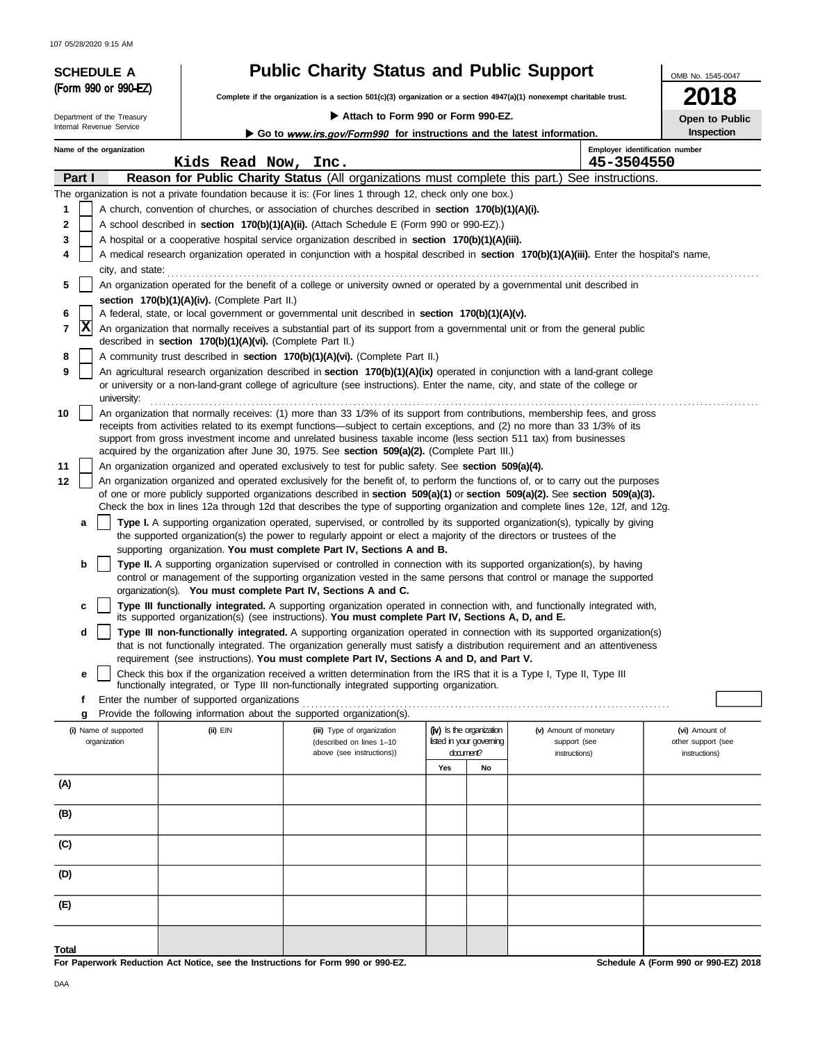**SCHEDULE A** (Form 990 or 990-EZ)

Department of the Treasury
Internal Revenue Service

# Public Charity Status and Public Support

**Complete if the organization is a section 501(c)(3) organization or a section 4947(a)(1) nonexempt charitable trust.**

▶ **Attach to Form 990 or Form 990-EZ.**

▶ **Go to** ***www.irs.gov/Form990*** **for instructions and the latest information.**

OMB No. 1545-0047

**2018**

**Open to Public Inspection**

Name of the organization: Kids Read Now, Inc.

Employer identification number: 45-3504550

## Part I — Reason for Public Charity Status (All organizations must complete this part.) See instructions.

The organization is not a private foundation because it is: (For lines 1 through 12, check only one box.)

1. [ ] A church, convention of churches, or association of churches described in **section 170(b)(1)(A)(i).**
2. [ ] A school described in **section 170(b)(1)(A)(ii).** (Attach Schedule E (Form 990 or 990-EZ).)
3. [ ] A hospital or a cooperative hospital service organization described in **section 170(b)(1)(A)(iii).**
4. [ ] A medical research organization operated in conjunction with a hospital described in **section 170(b)(1)(A)(iii).** Enter the hospital's name, city, and state: ..........
5. [ ] An organization operated for the benefit of a college or university owned or operated by a governmental unit described in **section 170(b)(1)(A)(iv).** (Complete Part II.)
6. [ ] A federal, state, or local government or governmental unit described in **section 170(b)(1)(A)(v).**
7. [X] An organization that normally receives a substantial part of its support from a governmental unit or from the general public described in **section 170(b)(1)(A)(vi).** (Complete Part II.)
8. [ ] A community trust described in **section 170(b)(1)(A)(vi).** (Complete Part II.)
9. [ ] An agricultural research organization described in **section 170(b)(1)(A)(ix)** operated in conjunction with a land-grant college or university or a non-land-grant college of agriculture (see instructions). Enter the name, city, and state of the college or university: ..........
10. [ ] An organization that normally receives: (1) more than 33 1/3% of its support from contributions, membership fees, and gross receipts from activities related to its exempt functions—subject to certain exceptions, and (2) no more than 33 1/3% of its support from gross investment income and unrelated business taxable income (less section 511 tax) from businesses acquired by the organization after June 30, 1975. See **section 509(a)(2).** (Complete Part III.)
11. [ ] An organization organized and operated exclusively to test for public safety. See **section 509(a)(4).**
12. [ ] An organization organized and operated exclusively for the benefit of, to perform the functions of, or to carry out the purposes of one or more publicly supported organizations described in **section 509(a)(1)** or **section 509(a)(2).** See **section 509(a)(3).** Check the box in lines 12a through 12d that describes the type of supporting organization and complete lines 12e, 12f, and 12g.
   - **a** [ ] **Type I.** A supporting organization operated, supervised, or controlled by its supported organization(s), typically by giving the supported organization(s) the power to regularly appoint or elect a majority of the directors or trustees of the supporting organization. **You must complete Part IV, Sections A and B.**
   - **b** [ ] **Type II.** A supporting organization supervised or controlled in connection with its supported organization(s), by having control or management of the supporting organization vested in the same persons that control or manage the supported organization(s). **You must complete Part IV, Sections A and C.**
   - **c** [ ] **Type III functionally integrated.** A supporting organization operated in connection with, and functionally integrated with, its supported organization(s) (see instructions). **You must complete Part IV, Sections A, D, and E.**
   - **d** [ ] **Type III non-functionally integrated.** A supporting organization operated in connection with its supported organization(s) that is not functionally integrated. The organization generally must satisfy a distribution requirement and an attentiveness requirement (see instructions). **You must complete Part IV, Sections A and D, and Part V.**
   - **e** [ ] Check this box if the organization received a written determination from the IRS that it is a Type I, Type II, Type III functionally integrated, or Type III non-functionally integrated supporting organization.
   - **f** Enter the number of supported organizations ..........
   - **g** Provide the following information about the supported organization(s).

| (i) Name of supported organization | (ii) EIN | (iii) Type of organization (described on lines 1–10 above (see instructions)) | (iv) Is the organization listed in your governing document? Yes | No | (v) Amount of monetary support (see instructions) | (vi) Amount of other support (see instructions) |
|---|---|---|---|---|---|---|
| (A) | | | | | | |
| (B) | | | | | | |
| (C) | | | | | | |
| (D) | | | | | | |
| (E) | | | | | | |
| Total | | | | | | |

**For Paperwork Reduction Act Notice, see the Instructions for Form 990 or 990-EZ.**

**Schedule A (Form 990 or 990-EZ) 2018**

DAA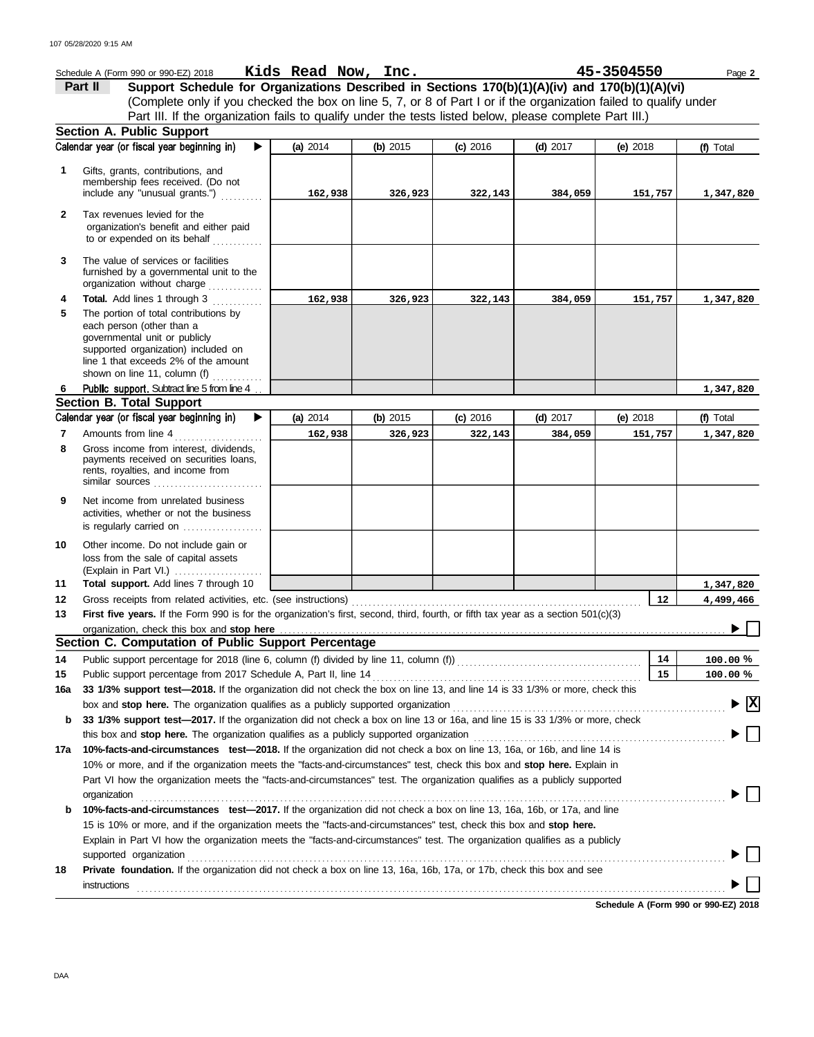Schedule A (Form 990 or 990-EZ) 2018 **Kids Read Now, Inc.** **45-3504550** Page **2**

## Part II Support Schedule for Organizations Described in Sections 170(b)(1)(A)(iv) and 170(b)(1)(A)(vi)

(Complete only if you checked the box on line 5, 7, or 8 of Part I or if the organization failed to qualify under Part III. If the organization fails to qualify under the tests listed below, please complete Part III.)

### Section A. Public Support

| Calendar year (or fiscal year beginning in) ▶ | (a) 2014 | (b) 2015 | (c) 2016 | (d) 2017 | (e) 2018 | (f) Total |
|---|---|---|---|---|---|---|
| **1** Gifts, grants, contributions, and membership fees received. (Do not include any "unusual grants.") | 162,938 | 326,923 | 322,143 | 384,059 | 151,757 | 1,347,820 |
| **2** Tax revenues levied for the organization's benefit and either paid to or expended on its behalf | | | | | | |
| **3** The value of services or facilities furnished by a governmental unit to the organization without charge | | | | | | |
| **4** **Total.** Add lines 1 through 3 | 162,938 | 326,923 | 322,143 | 384,059 | 151,757 | 1,347,820 |
| **5** The portion of total contributions by each person (other than a governmental unit or publicly supported organization) included on line 1 that exceeds 2% of the amount shown on line 11, column (f) | | | | | | |
| **6** **Public support.** Subtract line 5 from line 4 | | | | | | 1,347,820 |

### Section B. Total Support

| Calendar year (or fiscal year beginning in) ▶ | (a) 2014 | (b) 2015 | (c) 2016 | (d) 2017 | (e) 2018 | (f) Total |
|---|---|---|---|---|---|---|
| **7** Amounts from line 4 | 162,938 | 326,923 | 322,143 | 384,059 | 151,757 | 1,347,820 |
| **8** Gross income from interest, dividends, payments received on securities loans, rents, royalties, and income from similar sources | | | | | | |
| **9** Net income from unrelated business activities, whether or not the business is regularly carried on | | | | | | |
| **10** Other income. Do not include gain or loss from the sale of capital assets (Explain in Part VI.) | | | | | | |
| **11** **Total support.** Add lines 7 through 10 | | | | | | 1,347,820 |

**12** Gross receipts from related activities, etc. (see instructions) — **12** — 4,499,466

**13** **First five years.** If the Form 990 is for the organization's first, second, third, fourth, or fifth tax year as a section 501(c)(3) organization, check this box and **stop here** ▶ ☐

### Section C. Computation of Public Support Percentage

**14** Public support percentage for 2018 (line 6, column (f) divided by line 11, column (f)) — **14** — 100.00 %

**15** Public support percentage from 2017 Schedule A, Part II, line 14 — **15** — 100.00 %

**16a** **33 1/3% support test—2018.** If the organization did not check the box on line 13, and line 14 is 33 1/3% or more, check this box and **stop here.** The organization qualifies as a publicly supported organization ▶ ☒

**b** **33 1/3% support test—2017.** If the organization did not check a box on line 13 or 16a, and line 15 is 33 1/3% or more, check this box and **stop here.** The organization qualifies as a publicly supported organization ▶ ☐

**17a** **10%-facts-and-circumstances test—2018.** If the organization did not check a box on line 13, 16a, or 16b, and line 14 is 10% or more, and if the organization meets the "facts-and-circumstances" test, check this box and **stop here.** Explain in Part VI how the organization meets the "facts-and-circumstances" test. The organization qualifies as a publicly supported organization ▶ ☐

**b** **10%-facts-and-circumstances test—2017.** If the organization did not check a box on line 13, 16a, 16b, or 17a, and line 15 is 10% or more, and if the organization meets the "facts-and-circumstances" test, check this box and **stop here.** Explain in Part VI how the organization meets the "facts-and-circumstances" test. The organization qualifies as a publicly supported organization ▶ ☐

**18** **Private foundation.** If the organization did not check a box on line 13, 16a, 16b, 17a, or 17b, check this box and see instructions ▶ ☐

**Schedule A (Form 990 or 990-EZ) 2018**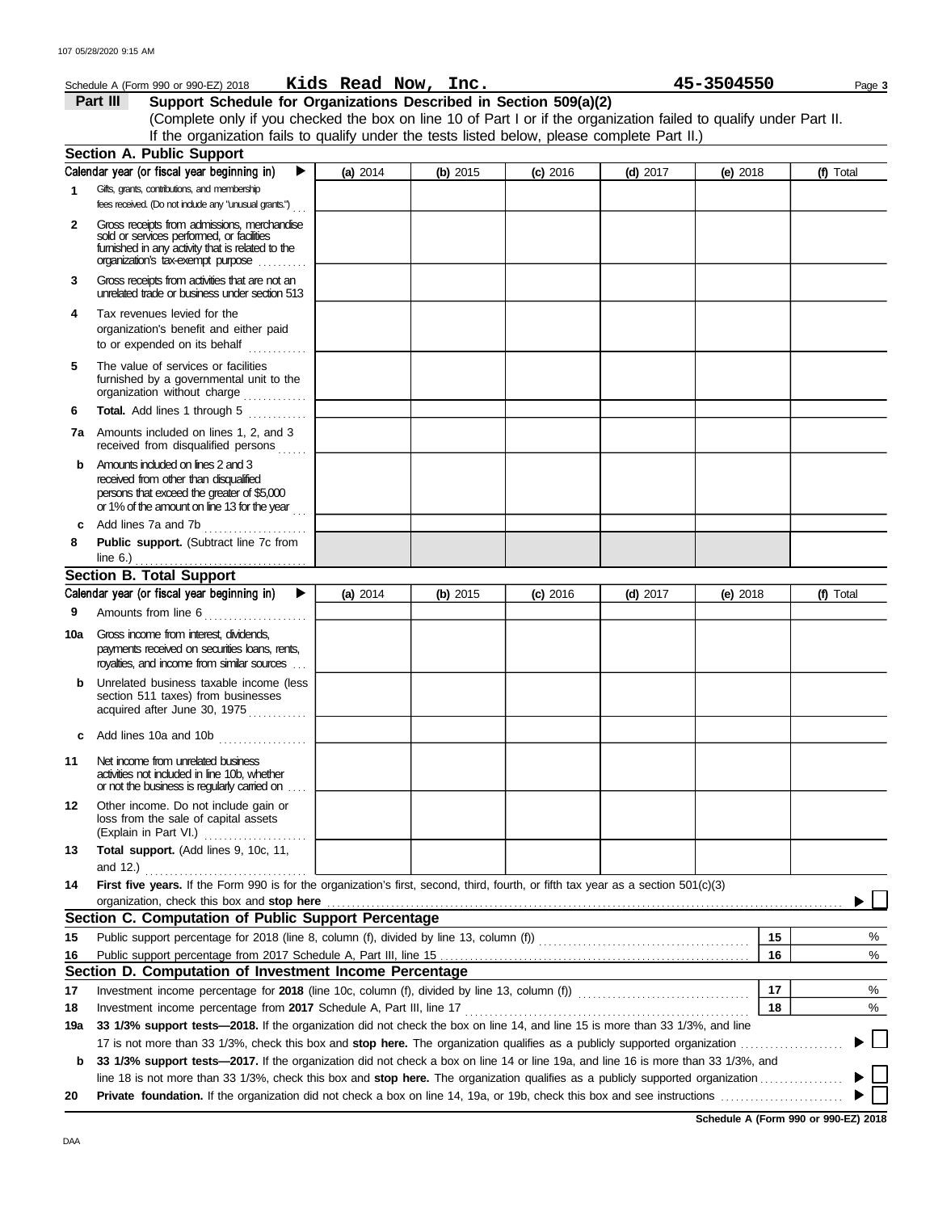Schedule A (Form 990 or 990-EZ) 2018 **Kids Read Now, Inc.** **45-3504550**

## Part III Support Schedule for Organizations Described in Section 509(a)(2)

(Complete only if you checked the box on line 10 of Part I or if the organization failed to qualify under Part II. If the organization fails to qualify under the tests listed below, please complete Part II.)

### Section A. Public Support

| Calendar year (or fiscal year beginning in) ▶ | (a) 2014 | (b) 2015 | (c) 2016 | (d) 2017 | (e) 2018 | (f) Total |
|---|---|---|---|---|---|---|
| **1** Gifts, grants, contributions, and membership fees received. (Do not include any "unusual grants.") | | | | | | |
| **2** Gross receipts from admissions, merchandise sold or services performed, or facilities furnished in any activity that is related to the organization's tax-exempt purpose | | | | | | |
| **3** Gross receipts from activities that are not an unrelated trade or business under section 513 | | | | | | |
| **4** Tax revenues levied for the organization's benefit and either paid to or expended on its behalf | | | | | | |
| **5** The value of services or facilities furnished by a governmental unit to the organization without charge | | | | | | |
| **6** **Total.** Add lines 1 through 5 | | | | | | |
| **7a** Amounts included on lines 1, 2, and 3 received from disqualified persons | | | | | | |
| **b** Amounts included on lines 2 and 3 received from other than disqualified persons that exceed the greater of $5,000 or 1% of the amount on line 13 for the year | | | | | | |
| **c** Add lines 7a and 7b | | | | | | |
| **8** **Public support.** (Subtract line 7c from line 6.) | | | | | | |

### Section B. Total Support

| Calendar year (or fiscal year beginning in) ▶ | (a) 2014 | (b) 2015 | (c) 2016 | (d) 2017 | (e) 2018 | (f) Total |
|---|---|---|---|---|---|---|
| **9** Amounts from line 6 | | | | | | |
| **10a** Gross income from interest, dividends, payments received on securities loans, rents, royalties, and income from similar sources | | | | | | |
| **b** Unrelated business taxable income (less section 511 taxes) from businesses acquired after June 30, 1975 | | | | | | |
| **c** Add lines 10a and 10b | | | | | | |
| **11** Net income from unrelated business activities not included in line 10b, whether or not the business is regularly carried on | | | | | | |
| **12** Other income. Do not include gain or loss from the sale of capital assets (Explain in Part VI.) | | | | | | |
| **13** **Total support.** (Add lines 9, 10c, 11, and 12.) | | | | | | |

**14** **First five years.** If the Form 990 is for the organization's first, second, third, fourth, or fifth tax year as a section 501(c)(3) organization, check this box and **stop here** ▶ ☐

### Section C. Computation of Public Support Percentage

| | | | |
|---|---|---|---|
| **15** | Public support percentage for 2018 (line 8, column (f), divided by line 13, column (f)) | 15 | % |
| **16** | Public support percentage from 2017 Schedule A, Part III, line 15 | 16 | % |

### Section D. Computation of Investment Income Percentage

| | | | |
|---|---|---|---|
| **17** | Investment income percentage for **2018** (line 10c, column (f), divided by line 13, column (f)) | 17 | % |
| **18** | Investment income percentage from **2017** Schedule A, Part III, line 17 | 18 | % |

**19a** **33 1/3% support tests—2018.** If the organization did not check the box on line 14, and line 15 is more than 33 1/3%, and line 17 is not more than 33 1/3%, check this box and **stop here.** The organization qualifies as a publicly supported organization ▶ ☐

**b** **33 1/3% support tests—2017.** If the organization did not check a box on line 14 or line 19a, and line 16 is more than 33 1/3%, and line 18 is not more than 33 1/3%, check this box and **stop here.** The organization qualifies as a publicly supported organization ▶ ☐

**20** **Private foundation.** If the organization did not check a box on line 14, 19a, or 19b, check this box and see instructions ▶ ☐

**Schedule A (Form 990 or 990-EZ) 2018**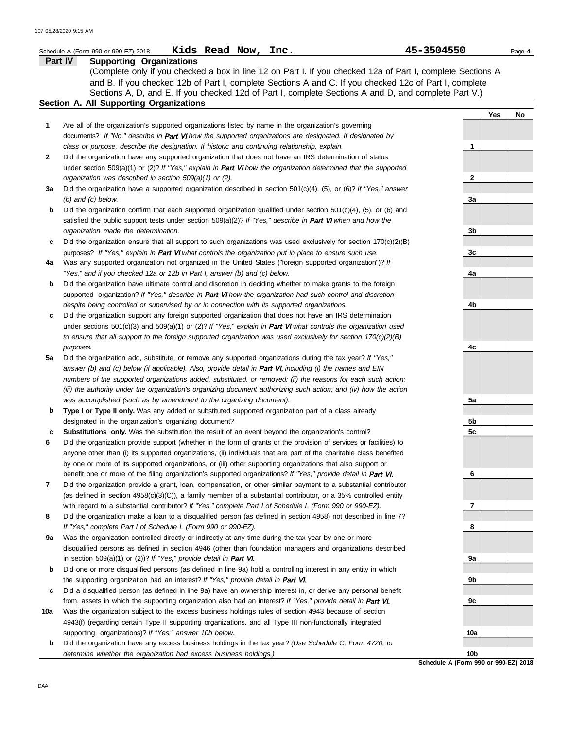Schedule A (Form 990 or 990-EZ) 2018 **Kids Read Now, Inc.** **45-3504550**

## Part IV Supporting Organizations

(Complete only if you checked a box in line 12 on Part I. If you checked 12a of Part I, complete Sections A and B. If you checked 12b of Part I, complete Sections A and C. If you checked 12c of Part I, complete Sections A, D, and E. If you checked 12d of Part I, complete Sections A and D, and complete Part V.)

### Section A. All Supporting Organizations

| | | | Yes | No |
|---|---|---|---|---|
| **1** | Are all of the organization's supported organizations listed by name in the organization's governing documents? *If "No," describe in* ***Part VI*** *how the supported organizations are designated. If designated by class or purpose, describe the designation. If historic and continuing relationship, explain.* | **1** | | |
| **2** | Did the organization have any supported organization that does not have an IRS determination of status under section 509(a)(1) or (2)? *If "Yes," explain in* ***Part VI*** *how the organization determined that the supported organization was described in section 509(a)(1) or (2).* | **2** | | |
| **3a** | Did the organization have a supported organization described in section 501(c)(4), (5), or (6)? *If "Yes," answer (b) and (c) below.* | **3a** | | |
| **b** | Did the organization confirm that each supported organization qualified under section 501(c)(4), (5), or (6) and satisfied the public support tests under section 509(a)(2)? *If "Yes," describe in* ***Part VI*** *when and how the organization made the determination.* | **3b** | | |
| **c** | Did the organization ensure that all support to such organizations was used exclusively for section 170(c)(2)(B) purposes? *If "Yes," explain in* ***Part VI*** *what controls the organization put in place to ensure such use.* | **3c** | | |
| **4a** | Was any supported organization not organized in the United States ("foreign supported organization")? *If "Yes," and if you checked 12a or 12b in Part I, answer (b) and (c) below.* | **4a** | | |
| **b** | Did the organization have ultimate control and discretion in deciding whether to make grants to the foreign supported organization? *If "Yes," describe in* ***Part VI*** *how the organization had such control and discretion despite being controlled or supervised by or in connection with its supported organizations.* | **4b** | | |
| **c** | Did the organization support any foreign supported organization that does not have an IRS determination under sections 501(c)(3) and 509(a)(1) or (2)? *If "Yes," explain in* ***Part VI*** *what controls the organization used to ensure that all support to the foreign supported organization was used exclusively for section 170(c)(2)(B) purposes.* | **4c** | | |
| **5a** | Did the organization add, substitute, or remove any supported organizations during the tax year? *If "Yes," answer (b) and (c) below (if applicable). Also, provide detail in* ***Part VI,*** *including (i) the names and EIN numbers of the supported organizations added, substituted, or removed; (ii) the reasons for each such action; (iii) the authority under the organization's organizing document authorizing such action; and (iv) how the action was accomplished (such as by amendment to the organizing document).* | **5a** | | |
| **b** | **Type I or Type II only.** Was any added or substituted supported organization part of a class already designated in the organization's organizing document? | **5b** | | |
| **c** | **Substitutions only.** Was the substitution the result of an event beyond the organization's control? | **5c** | | |
| **6** | Did the organization provide support (whether in the form of grants or the provision of services or facilities) to anyone other than (i) its supported organizations, (ii) individuals that are part of the charitable class benefited by one or more of its supported organizations, or (iii) other supporting organizations that also support or benefit one or more of the filing organization's supported organizations? *If "Yes," provide detail in* ***Part VI.*** | **6** | | |
| **7** | Did the organization provide a grant, loan, compensation, or other similar payment to a substantial contributor (as defined in section 4958(c)(3)(C)), a family member of a substantial contributor, or a 35% controlled entity with regard to a substantial contributor? *If "Yes," complete Part I of Schedule L (Form 990 or 990-EZ).* | **7** | | |
| **8** | Did the organization make a loan to a disqualified person (as defined in section 4958) not described in line 7? *If "Yes," complete Part I of Schedule L (Form 990 or 990-EZ).* | **8** | | |
| **9a** | Was the organization controlled directly or indirectly at any time during the tax year by one or more disqualified persons as defined in section 4946 (other than foundation managers and organizations described in section 509(a)(1) or (2))? *If "Yes," provide detail in* ***Part VI.*** | **9a** | | |
| **b** | Did one or more disqualified persons (as defined in line 9a) hold a controlling interest in any entity in which the supporting organization had an interest? *If "Yes," provide detail in* ***Part VI.*** | **9b** | | |
| **c** | Did a disqualified person (as defined in line 9a) have an ownership interest in, or derive any personal benefit from, assets in which the supporting organization also had an interest? *If "Yes," provide detail in* ***Part VI.*** | **9c** | | |
| **10a** | Was the organization subject to the excess business holdings rules of section 4943 because of section 4943(f) (regarding certain Type II supporting organizations, and all Type III non-functionally integrated supporting organizations)? *If "Yes," answer 10b below.* | **10a** | | |
| **b** | Did the organization have any excess business holdings in the tax year? *(Use Schedule C, Form 4720, to determine whether the organization had excess business holdings.)* | **10b** | | |

**Schedule A (Form 990 or 990-EZ) 2018**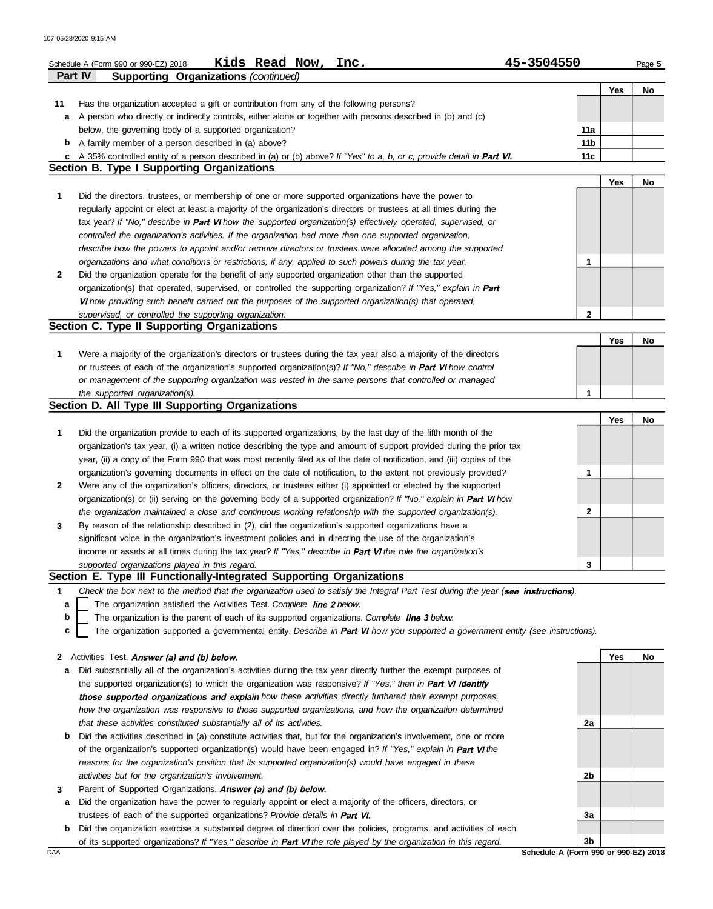Schedule A (Form 990 or 990-EZ) 2018 **Kids Read Now, Inc.** **45-3504550**

**Part IV Supporting Organizations** *(continued)*

| | | | Yes | No |
|---|---|---|---|---|
| **11** | Has the organization accepted a gift or contribution from any of the following persons? | | | |
| **a** | A person who directly or indirectly controls, either alone or together with persons described in (b) and (c) below, the governing body of a supported organization? | 11a | | |
| **b** | A family member of a person described in (a) above? | 11b | | |
| **c** | A 35% controlled entity of a person described in (a) or (b) above? *If "Yes" to a, b, or c, provide detail in* ***Part VI.*** | 11c | | |

## Section B. Type I Supporting Organizations

| | | | Yes | No |
|---|---|---|---|---|
| **1** | Did the directors, trustees, or membership of one or more supported organizations have the power to regularly appoint or elect at least a majority of the organization's directors or trustees at all times during the tax year? *If "No," describe in* ***Part VI*** *how the supported organization(s) effectively operated, supervised, or controlled the organization's activities. If the organization had more than one supported organization, describe how the powers to appoint and/or remove directors or trustees were allocated among the supported organizations and what conditions or restrictions, if any, applied to such powers during the tax year.* | 1 | | |
| **2** | Did the organization operate for the benefit of any supported organization other than the supported organization(s) that operated, supervised, or controlled the supporting organization? *If "Yes," explain in* ***Part VI*** *how providing such benefit carried out the purposes of the supported organization(s) that operated, supervised, or controlled the supporting organization.* | 2 | | |

## Section C. Type II Supporting Organizations

| | | | Yes | No |
|---|---|---|---|---|
| **1** | Were a majority of the organization's directors or trustees during the tax year also a majority of the directors or trustees of each of the organization's supported organization(s)? *If "No," describe in* ***Part VI*** *how control or management of the supporting organization was vested in the same persons that controlled or managed the supported organization(s).* | 1 | | |

## Section D. All Type III Supporting Organizations

| | | | Yes | No |
|---|---|---|---|---|
| **1** | Did the organization provide to each of its supported organizations, by the last day of the fifth month of the organization's tax year, (i) a written notice describing the type and amount of support provided during the prior tax year, (ii) a copy of the Form 990 that was most recently filed as of the date of notification, and (iii) copies of the organization's governing documents in effect on the date of notification, to the extent not previously provided? | 1 | | |
| **2** | Were any of the organization's officers, directors, or trustees either (i) appointed or elected by the supported organization(s) or (ii) serving on the governing body of a supported organization? *If "No," explain in* ***Part VI*** *how the organization maintained a close and continuous working relationship with the supported organization(s).* | 2 | | |
| **3** | By reason of the relationship described in (2), did the organization's supported organizations have a significant voice in the organization's investment policies and in directing the use of the organization's income or assets at all times during the tax year? *If "Yes," describe in* ***Part VI*** *the role the organization's supported organizations played in this regard.* | 3 | | |

## Section E. Type III Functionally-Integrated Supporting Organizations

**1** *Check the box next to the method that the organization used to satisfy the Integral Part Test during the year (****see instructions****).*

- **a** ☐ The organization satisfied the Activities Test. *Complete* ***line 2*** *below.*
- **b** ☐ The organization is the parent of each of its supported organizations. *Complete* ***line 3*** *below.*
- **c** ☐ The organization supported a governmental entity. *Describe in* ***Part VI*** *how you supported a government entity (see instructions).*

| | | | Yes | No |
|---|---|---|---|---|
| **2** | Activities Test. ***Answer (a) and (b) below.*** | | | |
| **a** | Did substantially all of the organization's activities during the tax year directly further the exempt purposes of the supported organization(s) to which the organization was responsive? *If "Yes," then in* ***Part VI identify those supported organizations and explain*** *how these activities directly furthered their exempt purposes, how the organization was responsive to those supported organizations, and how the organization determined that these activities constituted substantially all of its activities.* | 2a | | |
| **b** | Did the activities described in (a) constitute activities that, but for the organization's involvement, one or more of the organization's supported organization(s) would have been engaged in? *If "Yes," explain in* ***Part VI*** *the reasons for the organization's position that its supported organization(s) would have engaged in these activities but for the organization's involvement.* | 2b | | |
| **3** | Parent of Supported Organizations. ***Answer (a) and (b) below.*** | | | |
| **a** | Did the organization have the power to regularly appoint or elect a majority of the officers, directors, or trustees of each of the supported organizations? *Provide details in* ***Part VI.*** | 3a | | |
| **b** | Did the organization exercise a substantial degree of direction over the policies, programs, and activities of each of its supported organizations? *If "Yes," describe in* ***Part VI*** *the role played by the organization in this regard.* | 3b | | |

DAA **Schedule A (Form 990 or 990-EZ) 2018**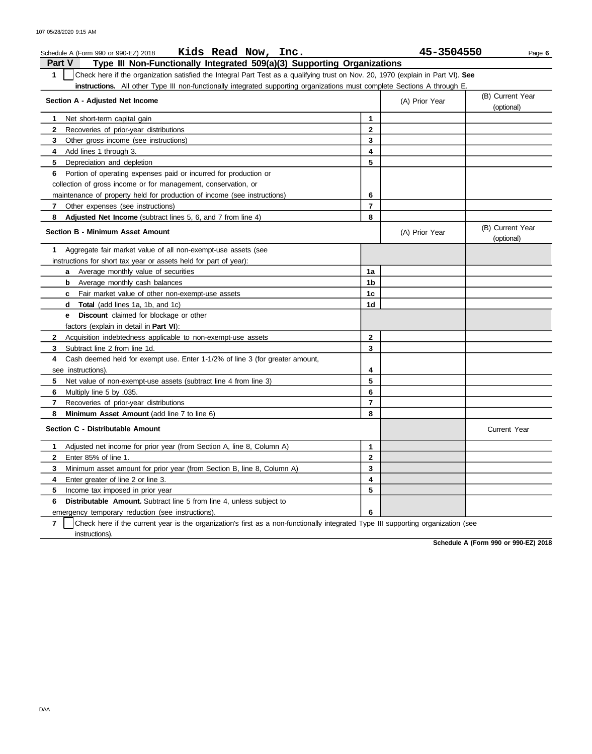Schedule A (Form 990 or 990-EZ) 2018 **Kids Read Now, Inc.** **45-3504550**

## Part V Type III Non-Functionally Integrated 509(a)(3) Supporting Organizations

**1** ☐ Check here if the organization satisfied the Integral Part Test as a qualifying trust on Nov. 20, 1970 (explain in Part VI). **See instructions.** All other Type III non-functionally integrated supporting organizations must complete Sections A through E.

| Section A - Adjusted Net Income | | (A) Prior Year | (B) Current Year (optional) |
|---|---|---|---|
| **1** Net short-term capital gain | 1 | | |
| **2** Recoveries of prior-year distributions | 2 | | |
| **3** Other gross income (see instructions) | 3 | | |
| **4** Add lines 1 through 3. | 4 | | |
| **5** Depreciation and depletion | 5 | | |
| **6** Portion of operating expenses paid or incurred for production or collection of gross income or for management, conservation, or maintenance of property held for production of income (see instructions) | 6 | | |
| **7** Other expenses (see instructions) | 7 | | |
| **8** **Adjusted Net Income** (subtract lines 5, 6, and 7 from line 4) | 8 | | |

| Section B - Minimum Asset Amount | | (A) Prior Year | (B) Current Year (optional) |
|---|---|---|---|
| **1** Aggregate fair market value of all non-exempt-use assets (see instructions for short tax year or assets held for part of year): | | | |
| **a** Average monthly value of securities | 1a | | |
| **b** Average monthly cash balances | 1b | | |
| **c** Fair market value of other non-exempt-use assets | 1c | | |
| **d** **Total** (add lines 1a, 1b, and 1c) | 1d | | |
| **e** **Discount** claimed for blockage or other factors (explain in detail in **Part VI**): | | | |
| **2** Acquisition indebtedness applicable to non-exempt-use assets | 2 | | |
| **3** Subtract line 2 from line 1d. | 3 | | |
| **4** Cash deemed held for exempt use. Enter 1-1/2% of line 3 (for greater amount, see instructions). | 4 | | |
| **5** Net value of non-exempt-use assets (subtract line 4 from line 3) | 5 | | |
| **6** Multiply line 5 by .035. | 6 | | |
| **7** Recoveries of prior-year distributions | 7 | | |
| **8** **Minimum Asset Amount** (add line 7 to line 6) | 8 | | |

| Section C - Distributable Amount | | | Current Year |
|---|---|---|---|
| **1** Adjusted net income for prior year (from Section A, line 8, Column A) | 1 | | |
| **2** Enter 85% of line 1. | 2 | | |
| **3** Minimum asset amount for prior year (from Section B, line 8, Column A) | 3 | | |
| **4** Enter greater of line 2 or line 3. | 4 | | |
| **5** Income tax imposed in prior year | 5 | | |
| **6** **Distributable Amount.** Subtract line 5 from line 4, unless subject to emergency temporary reduction (see instructions). | 6 | | |

**7** ☐ Check here if the current year is the organization's first as a non-functionally integrated Type III supporting organization (see instructions).

**Schedule A (Form 990 or 990-EZ) 2018**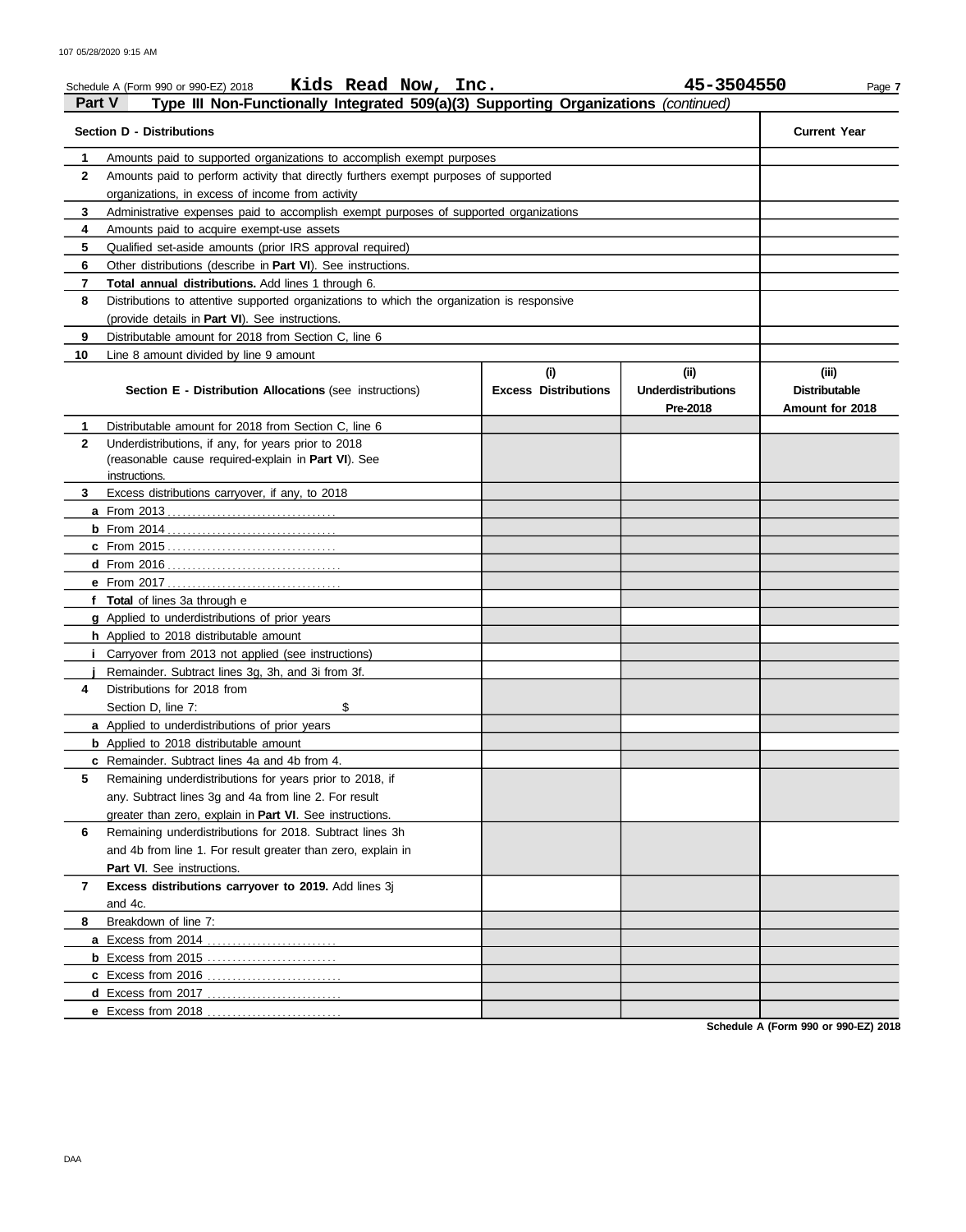Schedule A (Form 990 or 990-EZ) 2018 **Kids Read Now, Inc.** **45-3504550**

**Part V** **Type III Non-Functionally Integrated 509(a)(3) Supporting Organizations** *(continued)*

| **Section D - Distributions** | | **Current Year** |
|---|---|---|
| 1 | Amounts paid to supported organizations to accomplish exempt purposes | |
| 2 | Amounts paid to perform activity that directly furthers exempt purposes of supported organizations, in excess of income from activity | |
| 3 | Administrative expenses paid to accomplish exempt purposes of supported organizations | |
| 4 | Amounts paid to acquire exempt-use assets | |
| 5 | Qualified set-aside amounts (prior IRS approval required) | |
| 6 | Other distributions (describe in **Part VI**). See instructions. | |
| 7 | **Total annual distributions.** Add lines 1 through 6. | |
| 8 | Distributions to attentive supported organizations to which the organization is responsive (provide details in **Part VI**). See instructions. | |
| 9 | Distributable amount for 2018 from Section C, line 6 | |
| 10 | Line 8 amount divided by line 9 amount | |

| | **Section E - Distribution Allocations** (see instructions) | **(i) Excess Distributions** | **(ii) Underdistributions Pre-2018** | **(iii) Distributable Amount for 2018** |
|---|---|---|---|---|
| 1 | Distributable amount for 2018 from Section C, line 6 | | | |
| 2 | Underdistributions, if any, for years prior to 2018 (reasonable cause required-explain in **Part VI**). See instructions. | | | |
| 3 | Excess distributions carryover, if any, to 2018 | | | |
| a | From 2013 | | | |
| b | From 2014 | | | |
| c | From 2015 | | | |
| d | From 2016 | | | |
| e | From 2017 | | | |
| f | **Total** of lines 3a through e | | | |
| g | Applied to underdistributions of prior years | | | |
| h | Applied to 2018 distributable amount | | | |
| i | Carryover from 2013 not applied (see instructions) | | | |
| j | Remainder. Subtract lines 3g, 3h, and 3i from 3f. | | | |
| 4 | Distributions for 2018 from Section D, line 7: $ | | | |
| a | Applied to underdistributions of prior years | | | |
| b | Applied to 2018 distributable amount | | | |
| c | Remainder. Subtract lines 4a and 4b from 4. | | | |
| 5 | Remaining underdistributions for years prior to 2018, if any. Subtract lines 3g and 4a from line 2. For result greater than zero, explain in **Part VI**. See instructions. | | | |
| 6 | Remaining underdistributions for 2018. Subtract lines 3h and 4b from line 1. For result greater than zero, explain in **Part VI**. See instructions. | | | |
| 7 | **Excess distributions carryover to 2019.** Add lines 3j and 4c. | | | |
| 8 | Breakdown of line 7: | | | |
| a | Excess from 2014 | | | |
| b | Excess from 2015 | | | |
| c | Excess from 2016 | | | |
| d | Excess from 2017 | | | |
| e | Excess from 2018 | | | |

**Schedule A (Form 990 or 990-EZ) 2018**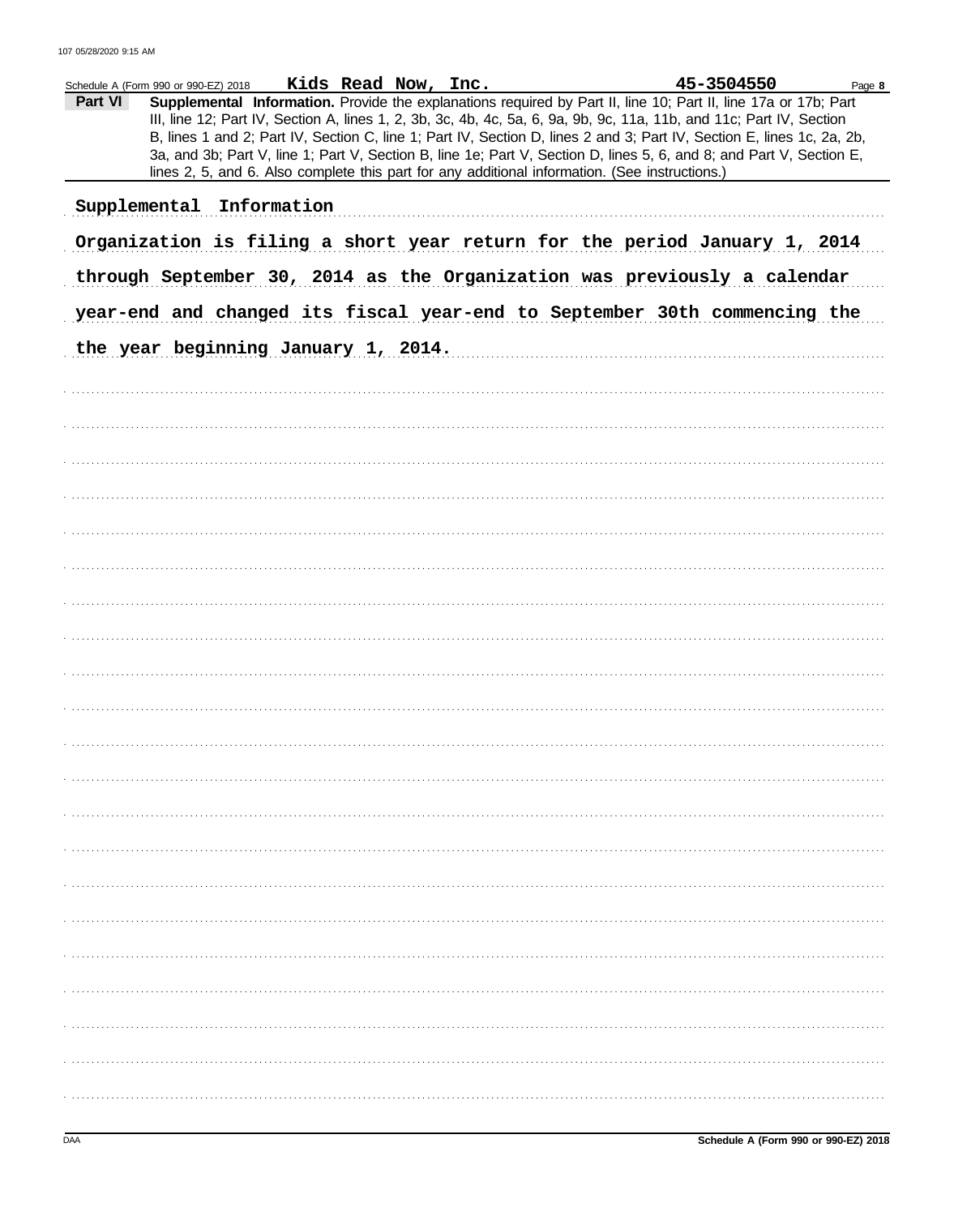Schedule A (Form 990 or 990-EZ) 2018 **Kids Read Now, Inc.** **45-3504550**

**Part VI** **Supplemental Information.** Provide the explanations required by Part II, line 10; Part II, line 17a or 17b; Part III, line 12; Part IV, Section A, lines 1, 2, 3b, 3c, 4b, 4c, 5a, 6, 9a, 9b, 9c, 11a, 11b, and 11c; Part IV, Section B, lines 1 and 2; Part IV, Section C, line 1; Part IV, Section D, lines 2 and 3; Part IV, Section E, lines 1c, 2a, 2b, 3a, and 3b; Part V, line 1; Part V, Section B, line 1e; Part V, Section D, lines 5, 6, and 8; and Part V, Section E, lines 2, 5, and 6. Also complete this part for any additional information. (See instructions.)

Supplemental Information

Organization is filing a short year return for the period January 1, 2014 through September 30, 2014 as the Organization was previously a calendar year-end and changed its fiscal year-end to September 30th commencing the the year beginning January 1, 2014.

Schedule A (Form 990 or 990-EZ) 2018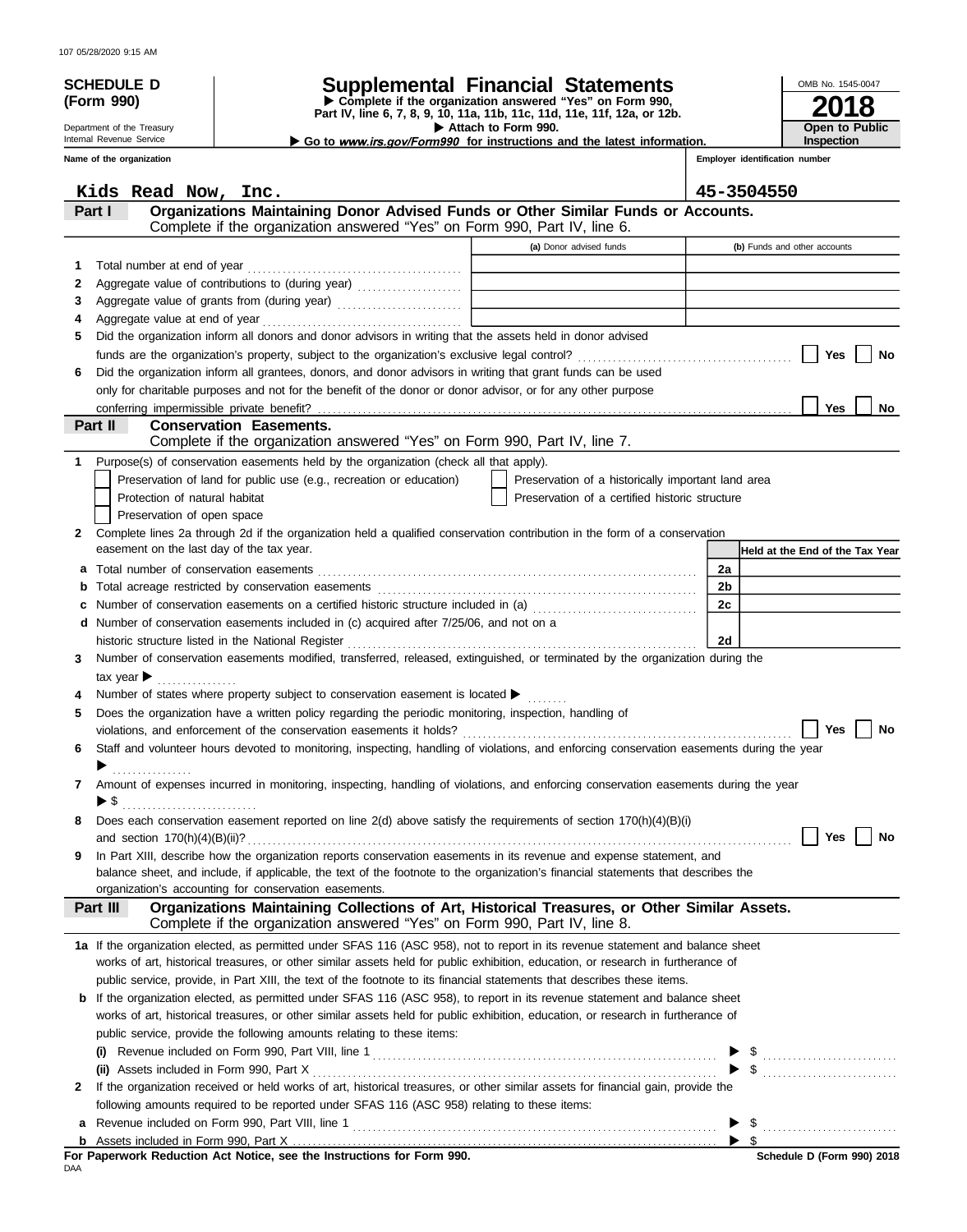**SCHEDULE D (Form 990)**

Department of the Treasury
Internal Revenue Service

# Supplemental Financial Statements

▶ Complete if the organization answered "Yes" on Form 990, Part IV, line 6, 7, 8, 9, 10, 11a, 11b, 11c, 11d, 11e, 11f, 12a, or 12b.
▶ Attach to Form 990.
▶ Go to *www.irs.gov/Form990* for instructions and the latest information.

OMB No. 1545-0047
**2018**
**Open to Public Inspection**

**Name of the organization:** Kids Read Now, Inc.
**Employer identification number:** 45-3504550

## Part I — Organizations Maintaining Donor Advised Funds or Other Similar Funds or Accounts.
Complete if the organization answered "Yes" on Form 990, Part IV, line 6.

| | | (a) Donor advised funds | (b) Funds and other accounts |
|---|---|---|---|
| 1 | Total number at end of year | | |
| 2 | Aggregate value of contributions to (during year) | | |
| 3 | Aggregate value of grants from (during year) | | |
| 4 | Aggregate value at end of year | | |

5 Did the organization inform all donors and donor advisors in writing that the assets held in donor advised funds are the organization's property, subject to the organization's exclusive legal control? ☐ Yes ☐ No

6 Did the organization inform all grantees, donors, and donor advisors in writing that grant funds can be used only for charitable purposes and not for the benefit of the donor or donor advisor, or for any other purpose conferring impermissible private benefit? ☐ Yes ☐ No

## Part II — Conservation Easements.
Complete if the organization answered "Yes" on Form 990, Part IV, line 7.

1 Purpose(s) of conservation easements held by the organization (check all that apply).
- ☐ Preservation of land for public use (e.g., recreation or education)
- ☐ Preservation of a historically important land area
- ☐ Protection of natural habitat
- ☐ Preservation of a certified historic structure
- ☐ Preservation of open space

2 Complete lines 2a through 2d if the organization held a qualified conservation contribution in the form of a conservation easement on the last day of the tax year.

| | | | Held at the End of the Tax Year |
|---|---|---|---|
| a | Total number of conservation easements | 2a | |
| b | Total acreage restricted by conservation easements | 2b | |
| c | Number of conservation easements on a certified historic structure included in (a) | 2c | |
| d | Number of conservation easements included in (c) acquired after 7/25/06, and not on a historic structure listed in the National Register | 2d | |

3 Number of conservation easements modified, transferred, released, extinguished, or terminated by the organization during the tax year ▶

4 Number of states where property subject to conservation easement is located ▶

5 Does the organization have a written policy regarding the periodic monitoring, inspection, handling of violations, and enforcement of the conservation easements it holds? ☐ Yes ☐ No

6 Staff and volunteer hours devoted to monitoring, inspecting, handling of violations, and enforcing conservation easements during the year ▶

7 Amount of expenses incurred in monitoring, inspecting, handling of violations, and enforcing conservation easements during the year ▶ $

8 Does each conservation easement reported on line 2(d) above satisfy the requirements of section 170(h)(4)(B)(i) and section 170(h)(4)(B)(ii)? ☐ Yes ☐ No

9 In Part XIII, describe how the organization reports conservation easements in its revenue and expense statement, and balance sheet, and include, if applicable, the text of the footnote to the organization's financial statements that describes the organization's accounting for conservation easements.

## Part III — Organizations Maintaining Collections of Art, Historical Treasures, or Other Similar Assets.
Complete if the organization answered "Yes" on Form 990, Part IV, line 8.

1a If the organization elected, as permitted under SFAS 116 (ASC 958), not to report in its revenue statement and balance sheet works of art, historical treasures, or other similar assets held for public exhibition, education, or research in furtherance of public service, provide, in Part XIII, the text of the footnote to its financial statements that describes these items.

b If the organization elected, as permitted under SFAS 116 (ASC 958), to report in its revenue statement and balance sheet works of art, historical treasures, or other similar assets held for public exhibition, education, or research in furtherance of public service, provide the following amounts relating to these items:

(i) Revenue included on Form 990, Part VIII, line 1 ▶ $

(ii) Assets included in Form 990, Part X ▶ $

2 If the organization received or held works of art, historical treasures, or other similar assets for financial gain, provide the following amounts required to be reported under SFAS 116 (ASC 958) relating to these items:

a Revenue included on Form 990, Part VIII, line 1 ▶ $

b Assets included in Form 990, Part X ▶ $

**For Paperwork Reduction Act Notice, see the Instructions for Form 990.**

Schedule D (Form 990) 2018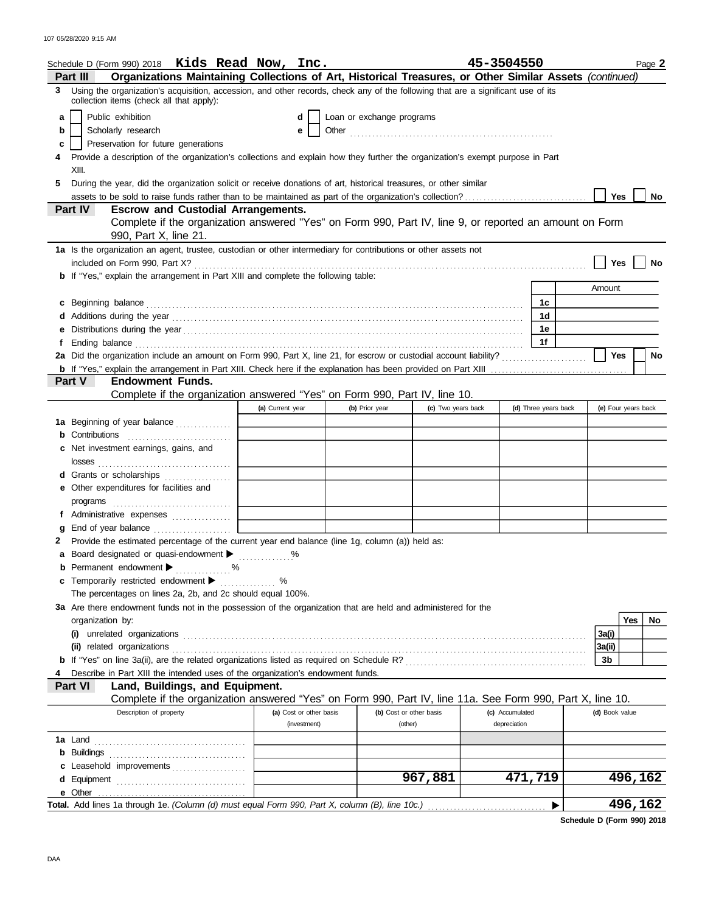Schedule D (Form 990) 2018 **Kids Read Now, Inc.** **45-3504550** Page **2**

## Part III Organizations Maintaining Collections of Art, Historical Treasures, or Other Similar Assets *(continued)*

**3** Using the organization's acquisition, accession, and other records, check any of the following that are a significant use of its collection items (check all that apply):

- **a** ☐ Public exhibition
- **b** ☐ Scholarly research
- **c** ☐ Preservation for future generations
- **d** ☐ Loan or exchange programs
- **e** ☐ Other

**4** Provide a description of the organization's collections and explain how they further the organization's exempt purpose in Part XIII.

**5** During the year, did the organization solicit or receive donations of art, historical treasures, or other similar assets to be sold to raise funds rather than to be maintained as part of the organization's collection? ☐ Yes ☐ No

## Part IV Escrow and Custodial Arrangements.

Complete if the organization answered "Yes" on Form 990, Part IV, line 9, or reported an amount on Form 990, Part X, line 21.

**1a** Is the organization an agent, trustee, custodian or other intermediary for contributions or other assets not included on Form 990, Part X? ☐ Yes ☐ No

**b** If "Yes," explain the arrangement in Part XIII and complete the following table:

| | | Amount |
|---|---|---|
| **c** Beginning balance | 1c | |
| **d** Additions during the year | 1d | |
| **e** Distributions during the year | 1e | |
| **f** Ending balance | 1f | |

**2a** Did the organization include an amount on Form 990, Part X, line 21, for escrow or custodial account liability? ☐ Yes ☐ No

**b** If "Yes," explain the arrangement in Part XIII. Check here if the explanation has been provided on Part XIII ☐

## Part V Endowment Funds.

Complete if the organization answered "Yes" on Form 990, Part IV, line 10.

| | (a) Current year | (b) Prior year | (c) Two years back | (d) Three years back | (e) Four years back |
|---|---|---|---|---|---|
| **1a** Beginning of year balance | | | | | |
| **b** Contributions | | | | | |
| **c** Net investment earnings, gains, and losses | | | | | |
| **d** Grants or scholarships | | | | | |
| **e** Other expenditures for facilities and programs | | | | | |
| **f** Administrative expenses | | | | | |
| **g** End of year balance | | | | | |

**2** Provide the estimated percentage of the current year end balance (line 1g, column (a)) held as:

- **a** Board designated or quasi-endowment ▶ ______ %
- **b** Permanent endowment ▶ ______ %
- **c** Temporarily restricted endowment ▶ ______ %

The percentages on lines 2a, 2b, and 2c should equal 100%.

**3a** Are there endowment funds not in the possession of the organization that are held and administered for the organization by:

| | | Yes | No |
|---|---|---|---|
| **(i)** unrelated organizations | 3a(i) | | |
| **(ii)** related organizations | 3a(ii) | | |
| **b** If "Yes" on line 3a(ii), are the related organizations listed as required on Schedule R? | 3b | | |

**4** Describe in Part XIII the intended uses of the organization's endowment funds.

## Part VI Land, Buildings, and Equipment.

Complete if the organization answered "Yes" on Form 990, Part IV, line 11a. See Form 990, Part X, line 10.

| Description of property | (a) Cost or other basis (investment) | (b) Cost or other basis (other) | (c) Accumulated depreciation | (d) Book value |
|---|---|---|---|---|
| **1a** Land | | | | |
| **b** Buildings | | | | |
| **c** Leasehold improvements | | | | |
| **d** Equipment | | 967,881 | 471,719 | 496,162 |
| **e** Other | | | | |
| **Total.** Add lines 1a through 1e. *(Column (d) must equal Form 990, Part X, column (B), line 10c.)* ▶ | | | | 496,162 |

**Schedule D (Form 990) 2018**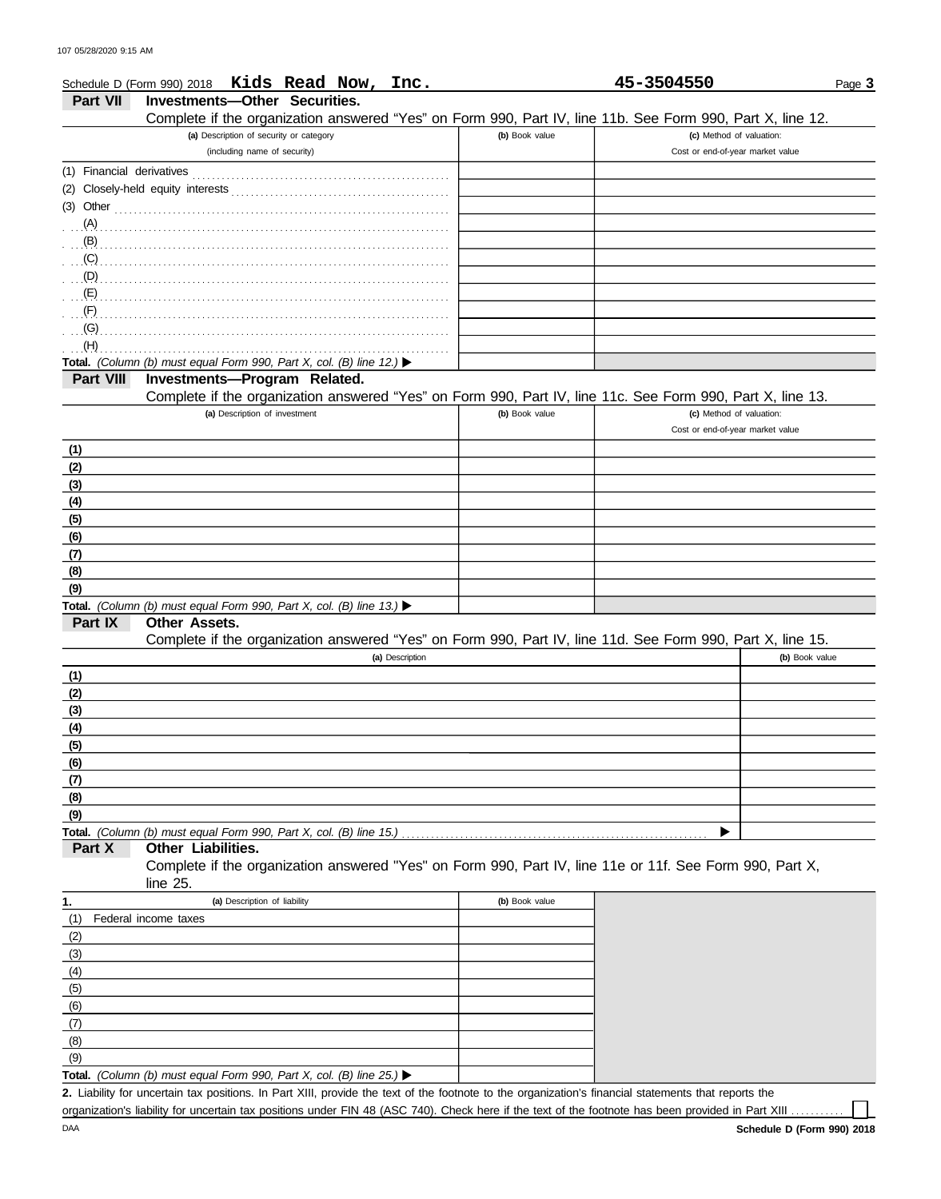Schedule D (Form 990) 2018 **Kids Read Now, Inc.** **45-3504550**

## Part VII Investments—Other Securities.

Complete if the organization answered "Yes" on Form 990, Part IV, line 11b. See Form 990, Part X, line 12.

| (a) Description of security or category (including name of security) | (b) Book value | (c) Method of valuation: Cost or end-of-year market value |
|---|---|---|
| (1) Financial derivatives | | |
| (2) Closely-held equity interests | | |
| (3) Other | | |
| (A) | | |
| (B) | | |
| (C) | | |
| (D) | | |
| (E) | | |
| (F) | | |
| (G) | | |
| (H) | | |
| **Total.** *(Column (b) must equal Form 990, Part X, col. (B) line 12.)* ▶ | | |

## Part VIII Investments—Program Related.

Complete if the organization answered "Yes" on Form 990, Part IV, line 11c. See Form 990, Part X, line 13.

| (a) Description of investment | (b) Book value | (c) Method of valuation: Cost or end-of-year market value |
|---|---|---|
| (1) | | |
| (2) | | |
| (3) | | |
| (4) | | |
| (5) | | |
| (6) | | |
| (7) | | |
| (8) | | |
| (9) | | |
| **Total.** *(Column (b) must equal Form 990, Part X, col. (B) line 13.)* ▶ | | |

## Part IX Other Assets.

Complete if the organization answered "Yes" on Form 990, Part IV, line 11d. See Form 990, Part X, line 15.

| (a) Description | (b) Book value |
|---|---|
| (1) | |
| (2) | |
| (3) | |
| (4) | |
| (5) | |
| (6) | |
| (7) | |
| (8) | |
| (9) | |
| **Total.** *(Column (b) must equal Form 990, Part X, col. (B) line 15.)* ▶ | |

## Part X Other Liabilities.

Complete if the organization answered "Yes" on Form 990, Part IV, line 11e or 11f. See Form 990, Part X, line 25.

| 1. (a) Description of liability | (b) Book value |
|---|---|
| (1) Federal income taxes | |
| (2) | |
| (3) | |
| (4) | |
| (5) | |
| (6) | |
| (7) | |
| (8) | |
| (9) | |
| **Total.** *(Column (b) must equal Form 990, Part X, col. (B) line 25.)* ▶ | |

**2.** Liability for uncertain tax positions. In Part XIII, provide the text of the footnote to the organization's financial statements that reports the organization's liability for uncertain tax positions under FIN 48 (ASC 740). Check here if the text of the footnote has been provided in Part XIII ☐

DAA **Schedule D (Form 990) 2018**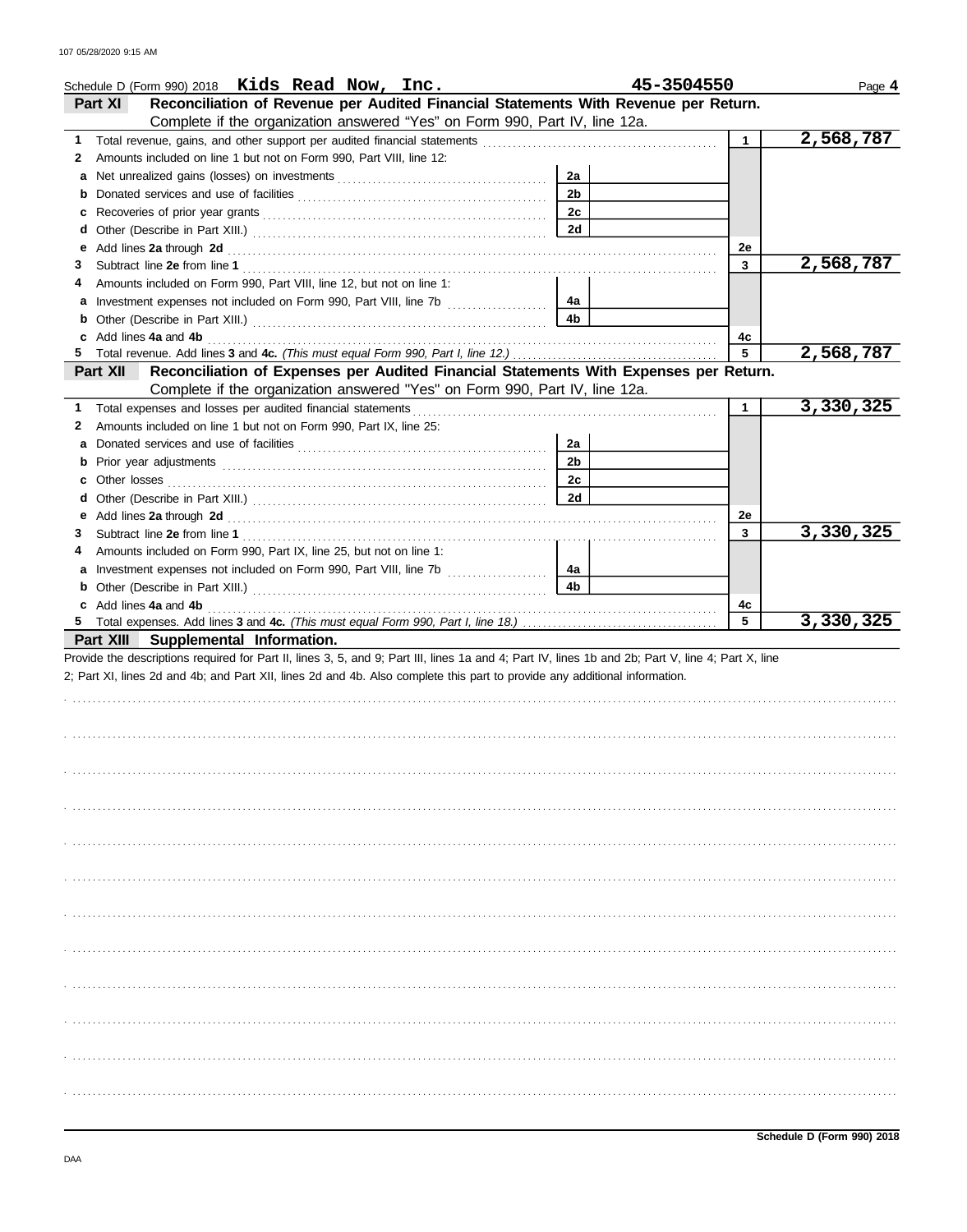Schedule D (Form 990) 2018 **Kids Read Now, Inc.** **45-3504550** Page **4**

## Part XI Reconciliation of Revenue per Audited Financial Statements With Revenue per Return.

Complete if the organization answered "Yes" on Form 990, Part IV, line 12a.

| | | | | | |
|---|---|---|---|---|---|
| **1** | Total revenue, gains, and other support per audited financial statements | | | 1 | 2,568,787 |
| **2** | Amounts included on line 1 but not on Form 990, Part VIII, line 12: | | | | |
| **a** | Net unrealized gains (losses) on investments | 2a | | | |
| **b** | Donated services and use of facilities | 2b | | | |
| **c** | Recoveries of prior year grants | 2c | | | |
| **d** | Other (Describe in Part XIII.) | 2d | | | |
| **e** | Add lines **2a** through **2d** | | | 2e | |
| **3** | Subtract line **2e** from line **1** | | | 3 | 2,568,787 |
| **4** | Amounts included on Form 990, Part VIII, line 12, but not on line 1: | | | | |
| **a** | Investment expenses not included on Form 990, Part VIII, line 7b | 4a | | | |
| **b** | Other (Describe in Part XIII.) | 4b | | | |
| **c** | Add lines **4a** and **4b** | | | 4c | |
| **5** | Total revenue. Add lines **3** and **4c.** *(This must equal Form 990, Part I, line 12.)* | | | 5 | 2,568,787 |

## Part XII Reconciliation of Expenses per Audited Financial Statements With Expenses per Return.

Complete if the organization answered "Yes" on Form 990, Part IV, line 12a.

| | | | | | |
|---|---|---|---|---|---|
| **1** | Total expenses and losses per audited financial statements | | | 1 | 3,330,325 |
| **2** | Amounts included on line 1 but not on Form 990, Part IX, line 25: | | | | |
| **a** | Donated services and use of facilities | 2a | | | |
| **b** | Prior year adjustments | 2b | | | |
| **c** | Other losses | 2c | | | |
| **d** | Other (Describe in Part XIII.) | 2d | | | |
| **e** | Add lines **2a** through **2d** | | | 2e | |
| **3** | Subtract line **2e** from line **1** | | | 3 | 3,330,325 |
| **4** | Amounts included on Form 990, Part IX, line 25, but not on line 1: | | | | |
| **a** | Investment expenses not included on Form 990, Part VIII, line 7b | 4a | | | |
| **b** | Other (Describe in Part XIII.) | 4b | | | |
| **c** | Add lines **4a** and **4b** | | | 4c | |
| **5** | Total expenses. Add lines **3** and **4c.** *(This must equal Form 990, Part I, line 18.)* | | | 5 | 3,330,325 |

## Part XIII Supplemental Information.

Provide the descriptions required for Part II, lines 3, 5, and 9; Part III, lines 1a and 4; Part IV, lines 1b and 2b; Part V, line 4; Part X, line 2; Part XI, lines 2d and 4b; and Part XII, lines 2d and 4b. Also complete this part to provide any additional information.

**Schedule D (Form 990) 2018**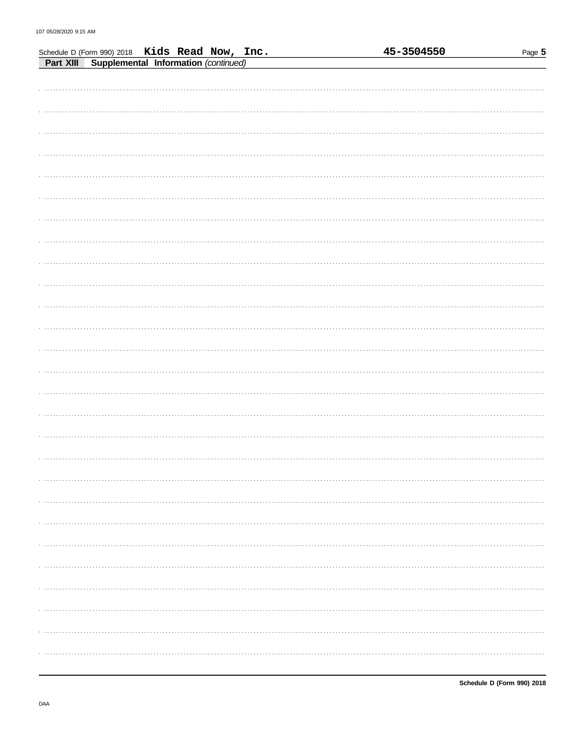Schedule D (Form 990) 2018 **Kids Read Now, Inc.** **45-3504550**

**Part XIII** **Supplemental Information** *(continued)*

**Schedule D (Form 990) 2018**

DAA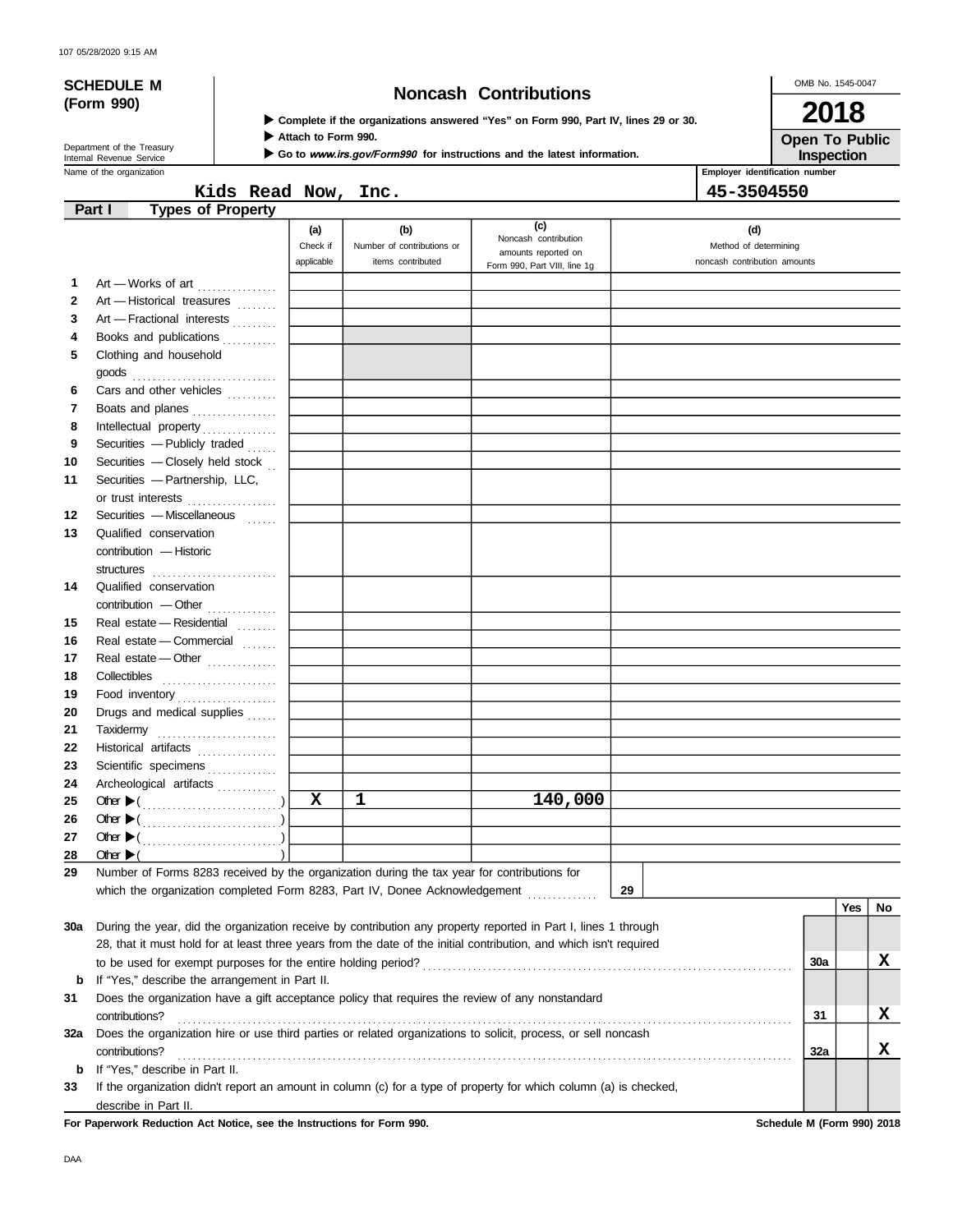107 05/28/2020 9:15 AM

**SCHEDULE M (Form 990)**

Department of the Treasury
Internal Revenue Service

# Noncash Contributions

▶ Complete if the organizations answered "Yes" on Form 990, Part IV, lines 29 or 30.
▶ Attach to Form 990.
▶ Go to *www.irs.gov/Form990* for instructions and the latest information.

OMB No. 1545-0047

**2018**

**Open To Public Inspection**

| Name of the organization | Employer identification number |
|---|---|
| Kids Read Now, Inc. | 45-3504550 |

**Part I Types of Property**

| | | (a) Check if applicable | (b) Number of contributions or items contributed | (c) Noncash contribution amounts reported on Form 990, Part VIII, line 1g | (d) Method of determining noncash contribution amounts |
|---|---|---|---|---|---|
| 1 | Art — Works of art | | | | |
| 2 | Art — Historical treasures | | | | |
| 3 | Art — Fractional interests | | | | |
| 4 | Books and publications | | | | |
| 5 | Clothing and household goods | | | | |
| 6 | Cars and other vehicles | | | | |
| 7 | Boats and planes | | | | |
| 8 | Intellectual property | | | | |
| 9 | Securities — Publicly traded | | | | |
| 10 | Securities — Closely held stock | | | | |
| 11 | Securities — Partnership, LLC, or trust interests | | | | |
| 12 | Securities — Miscellaneous | | | | |
| 13 | Qualified conservation contribution — Historic structures | | | | |
| 14 | Qualified conservation contribution — Other | | | | |
| 15 | Real estate — Residential | | | | |
| 16 | Real estate — Commercial | | | | |
| 17 | Real estate — Other | | | | |
| 18 | Collectibles | | | | |
| 19 | Food inventory | | | | |
| 20 | Drugs and medical supplies | | | | |
| 21 | Taxidermy | | | | |
| 22 | Historical artifacts | | | | |
| 23 | Scientific specimens | | | | |
| 24 | Archeological artifacts | | | | |
| 25 | Other ▶ ( ) | X | 1 | 140,000 | |
| 26 | Other ▶ ( ) | | | | |
| 27 | Other ▶ ( ) | | | | |
| 28 | Other ▶ ( ) | | | | |

**29** Number of Forms 8283 received by the organization during the tax year for contributions for which the organization completed Form 8283, Part IV, Donee Acknowledgement . . . . . . . . . . **29**

| | | | Yes | No |
|---|---|---|---|---|
| **30a** | During the year, did the organization receive by contribution any property reported in Part I, lines 1 through 28, that it must hold for at least three years from the date of the initial contribution, and which isn't required to be used for exempt purposes for the entire holding period? | **30a** | | X |
| **b** | If "Yes," describe the arrangement in Part II. | | | |
| **31** | Does the organization have a gift acceptance policy that requires the review of any nonstandard contributions? | **31** | | X |
| **32a** | Does the organization hire or use third parties or related organizations to solicit, process, or sell noncash contributions? | **32a** | | X |
| **b** | If "Yes," describe in Part II. | | | |
| **33** | If the organization didn't report an amount in column (c) for a type of property for which column (a) is checked, describe in Part II. | | | |

**For Paperwork Reduction Act Notice, see the Instructions for Form 990.** **Schedule M (Form 990) 2018**

DAA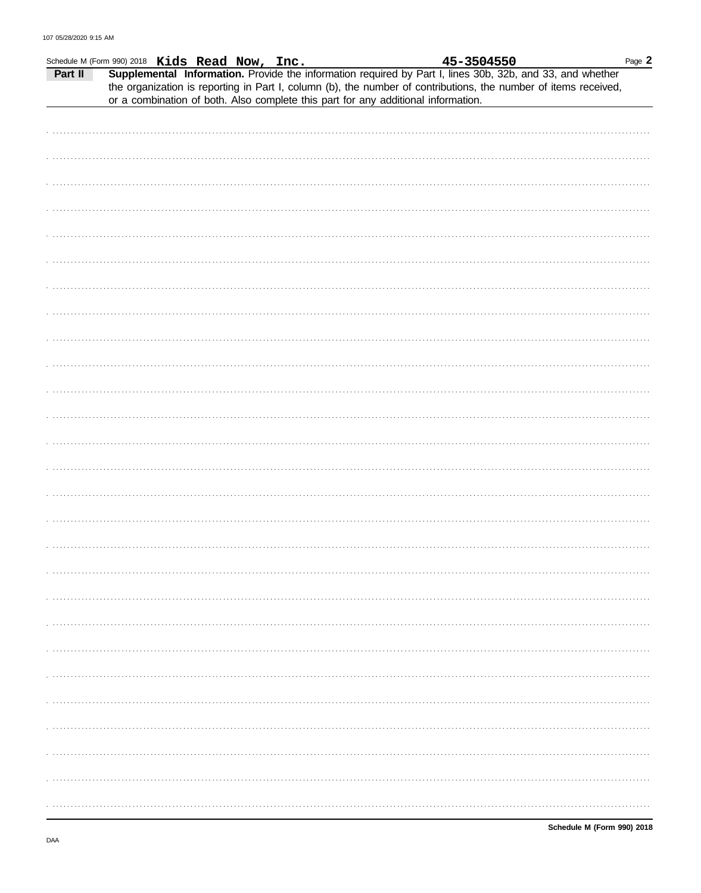Schedule M (Form 990) 2018 **Kids Read Now, Inc.** **45-3504550**

**Part II** **Supplemental Information.** Provide the information required by Part I, lines 30b, 32b, and 33, and whether the organization is reporting in Part I, column (b), the number of contributions, the number of items received, or a combination of both. Also complete this part for any additional information.

**Schedule M (Form 990) 2018**

DAA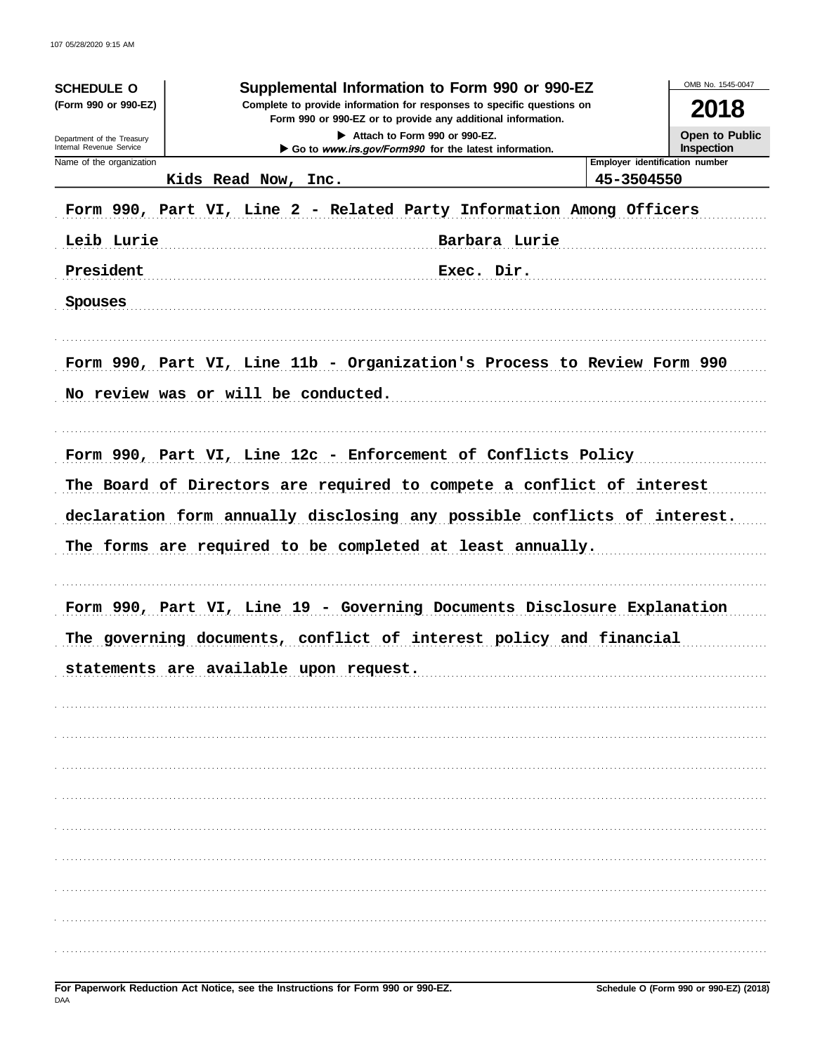**SCHEDULE O**
**(Form 990 or 990-EZ)**

Department of the Treasury
Internal Revenue Service

# Supplemental Information to Form 990 or 990-EZ

**Complete to provide information for responses to specific questions on Form 990 or 990-EZ or to provide any additional information.**

▶ Attach to Form 990 or 990-EZ.
▶ Go to *www.irs.gov/Form990* for the latest information.

OMB No. 1545-0047

**2018**

**Open to Public Inspection**

| Name of the organization | Employer identification number |
|---|---|
| Kids Read Now, Inc. | 45-3504550 |

Form 990, Part VI, Line 2 - Related Party Information Among Officers

| | |
|---|---|
| Leib Lurie | Barbara Lurie |
| President | Exec. Dir. |
| Spouses | |

Form 990, Part VI, Line 11b - Organization's Process to Review Form 990

No review was or will be conducted.

Form 990, Part VI, Line 12c - Enforcement of Conflicts Policy

The Board of Directors are required to compete a conflict of interest declaration form annually disclosing any possible conflicts of interest. The forms are required to be completed at least annually.

Form 990, Part VI, Line 19 - Governing Documents Disclosure Explanation

The governing documents, conflict of interest policy and financial statements are available upon request.

**For Paperwork Reduction Act Notice, see the Instructions for Form 990 or 990-EZ.**
DAA
**Schedule O (Form 990 or 990-EZ) (2018)**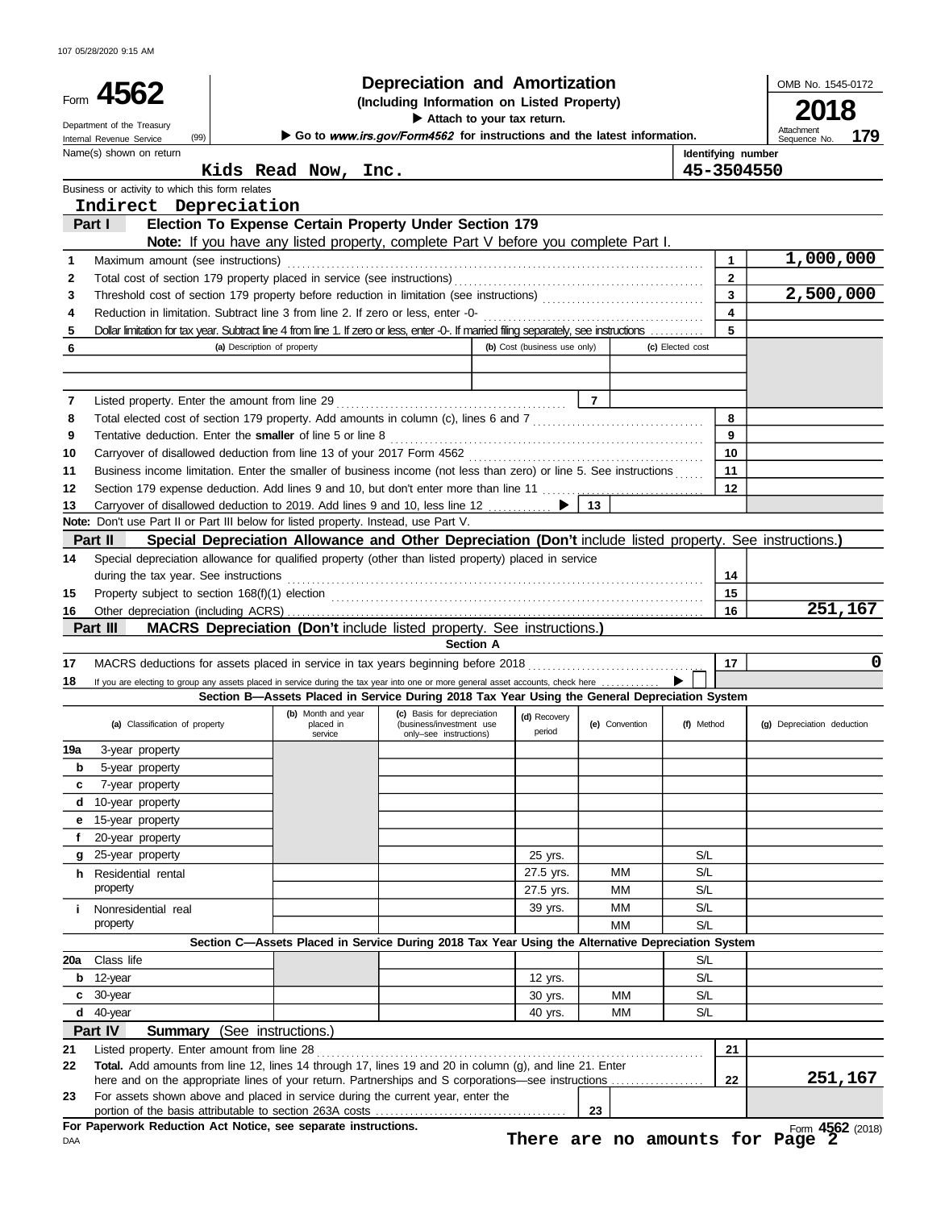107 05/28/2020 9:15 AM

# Form 4562 — Depreciation and Amortization

**(Including Information on Listed Property)**

▶ Attach to your tax return.

Department of the Treasury (99)
Internal Revenue Service

▶ Go to *www.irs.gov/Form4562* for instructions and the latest information.

OMB No. 1545-0172

**2018**

Attachment Sequence No. **179**

Name(s) shown on return: **Kids Read Now, Inc.**

Identifying number: **45-3504550**

Business or activity to which this form relates: **Indirect Depreciation**

## Part I Election To Expense Certain Property Under Section 179

**Note:** If you have any listed property, complete Part V before you complete Part I.

| | | | |
|---|---|---|---|
| 1 | Maximum amount (see instructions) | 1 | 1,000,000 |
| 2 | Total cost of section 179 property placed in service (see instructions) | 2 | |
| 3 | Threshold cost of section 179 property before reduction in limitation (see instructions) | 3 | 2,500,000 |
| 4 | Reduction in limitation. Subtract line 3 from line 2. If zero or less, enter -0- | 4 | |
| 5 | Dollar limitation for tax year. Subtract line 4 from line 1. If zero or less, enter -0-. If married filing separately, see instructions | 5 | |

| 6 (a) Description of property | (b) Cost (business use only) | (c) Elected cost |
|---|---|---|
| | | |
| | | |

| | | | |
|---|---|---|---|
| 7 | Listed property. Enter the amount from line 29 | 7 | |
| 8 | Total elected cost of section 179 property. Add amounts in column (c), lines 6 and 7 | 8 | |
| 9 | Tentative deduction. Enter the **smaller** of line 5 or line 8 | 9 | |
| 10 | Carryover of disallowed deduction from line 13 of your 2017 Form 4562 | 10 | |
| 11 | Business income limitation. Enter the smaller of business income (not less than zero) or line 5. See instructions | 11 | |
| 12 | Section 179 expense deduction. Add lines 9 and 10, but don't enter more than line 11 | 12 | |
| 13 | Carryover of disallowed deduction to 2019. Add lines 9 and 10, less line 12 ▶ | 13 | |

**Note:** Don't use Part II or Part III below for listed property. Instead, use Part V.

## Part II Special Depreciation Allowance and Other Depreciation (Don't include listed property. See instructions.)

| | | | |
|---|---|---|---|
| 14 | Special depreciation allowance for qualified property (other than listed property) placed in service during the tax year. See instructions | 14 | |
| 15 | Property subject to section 168(f)(1) election | 15 | |
| 16 | Other depreciation (including ACRS) | 16 | 251,167 |

## Part III MACRS Depreciation (Don't include listed property. See instructions.)

### Section A

| | | | |
|---|---|---|---|
| 17 | MACRS deductions for assets placed in service in tax years beginning before 2018 | 17 | 0 |
| 18 | If you are electing to group any assets placed in service during the tax year into one or more general asset accounts, check here ▶ ☐ | | |

### Section B—Assets Placed in Service During 2018 Tax Year Using the General Depreciation System

| (a) Classification of property | (b) Month and year placed in service | (c) Basis for depreciation (business/investment use only–see instructions) | (d) Recovery period | (e) Convention | (f) Method | (g) Depreciation deduction |
|---|---|---|---|---|---|---|
| 19a 3-year property | | | | | | |
| b 5-year property | | | | | | |
| c 7-year property | | | | | | |
| d 10-year property | | | | | | |
| e 15-year property | | | | | | |
| f 20-year property | | | | | | |
| g 25-year property | | | 25 yrs. | | S/L | |
| h Residential rental property | | | 27.5 yrs. | MM | S/L | |
| | | | 27.5 yrs. | MM | S/L | |
| i Nonresidential real property | | | 39 yrs. | MM | S/L | |
| | | | | MM | S/L | |

### Section C—Assets Placed in Service During 2018 Tax Year Using the Alternative Depreciation System

| (a) Classification of property | (b) Month and year placed in service | (c) Basis for depreciation | (d) Recovery period | (e) Convention | (f) Method | (g) Depreciation deduction |
|---|---|---|---|---|---|---|
| 20a Class life | | | | | S/L | |
| b 12-year | | | 12 yrs. | | S/L | |
| c 30-year | | | 30 yrs. | MM | S/L | |
| d 40-year | | | 40 yrs. | MM | S/L | |

## Part IV Summary (See instructions.)

| | | | |
|---|---|---|---|
| 21 | Listed property. Enter amount from line 28 | 21 | |
| 22 | **Total.** Add amounts from line 12, lines 14 through 17, lines 19 and 20 in column (g), and line 21. Enter here and on the appropriate lines of your return. Partnerships and S corporations—see instructions | 22 | 251,167 |
| 23 | For assets shown above and placed in service during the current year, enter the portion of the basis attributable to section 263A costs | 23 | |

**For Paperwork Reduction Act Notice, see separate instructions.**

DAA

Form **4562** (2018)

**There are no amounts for Page 2**